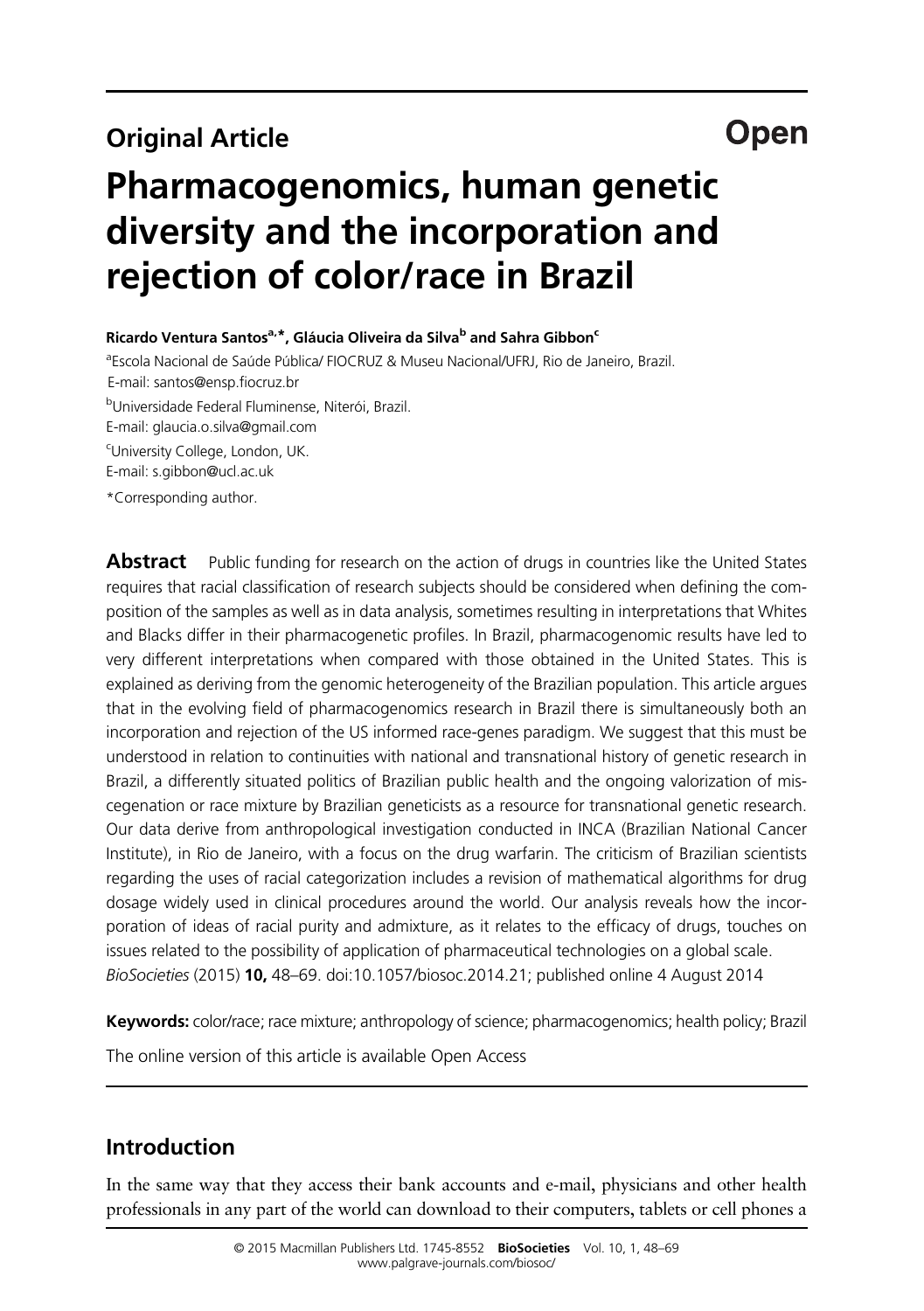Original Article

Open

# Pharmacogenomics, human genetic diversity and the incorporation and rejection of color/race in Brazil

**Ricardo Ventura Santos[a,*], Gláucia Oliveira da Silva[b] and Sahra Gibbon[c]**

[a]Escola Nacional de Saúde Pública/ FIOCRUZ & Museu Nacional/UFRJ, Rio de Janeiro, Brazil.
E-mail: santos@ensp.fiocruz.br

[b]Universidade Federal Fluminense, Niterói, Brazil.
E-mail: glaucia.o.silva@gmail.com

[c]University College, London, UK.
E-mail: s.gibbon@ucl.ac.uk

*Corresponding author.

**Abstract** Public funding for research on the action of drugs in countries like the United States requires that racial classification of research subjects should be considered when defining the composition of the samples as well as in data analysis, sometimes resulting in interpretations that Whites and Blacks differ in their pharmacogenetic profiles. In Brazil, pharmacogenomic results have led to very different interpretations when compared with those obtained in the United States. This is explained as deriving from the genomic heterogeneity of the Brazilian population. This article argues that in the evolving field of pharmacogenomics research in Brazil there is simultaneously both an incorporation and rejection of the US informed race-genes paradigm. We suggest that this must be understood in relation to continuities with national and transnational history of genetic research in Brazil, a differently situated politics of Brazilian public health and the ongoing valorization of miscegenation or race mixture by Brazilian geneticists as a resource for transnational genetic research. Our data derive from anthropological investigation conducted in INCA (Brazilian National Cancer Institute), in Rio de Janeiro, with a focus on the drug warfarin. The criticism of Brazilian scientists regarding the uses of racial categorization includes a revision of mathematical algorithms for drug dosage widely used in clinical procedures around the world. Our analysis reveals how the incorporation of ideas of racial purity and admixture, as it relates to the efficacy of drugs, touches on issues related to the possibility of application of pharmaceutical technologies on a global scale.
*BioSocieties* (2015) **10,** 48–69. doi:10.1057/biosoc.2014.21; published online 4 August 2014

**Keywords:** color/race; race mixture; anthropology of science; pharmacogenomics; health policy; Brazil

The online version of this article is available Open Access

## Introduction

In the same way that they access their bank accounts and e-mail, physicians and other health professionals in any part of the world can download to their computers, tablets or cell phones a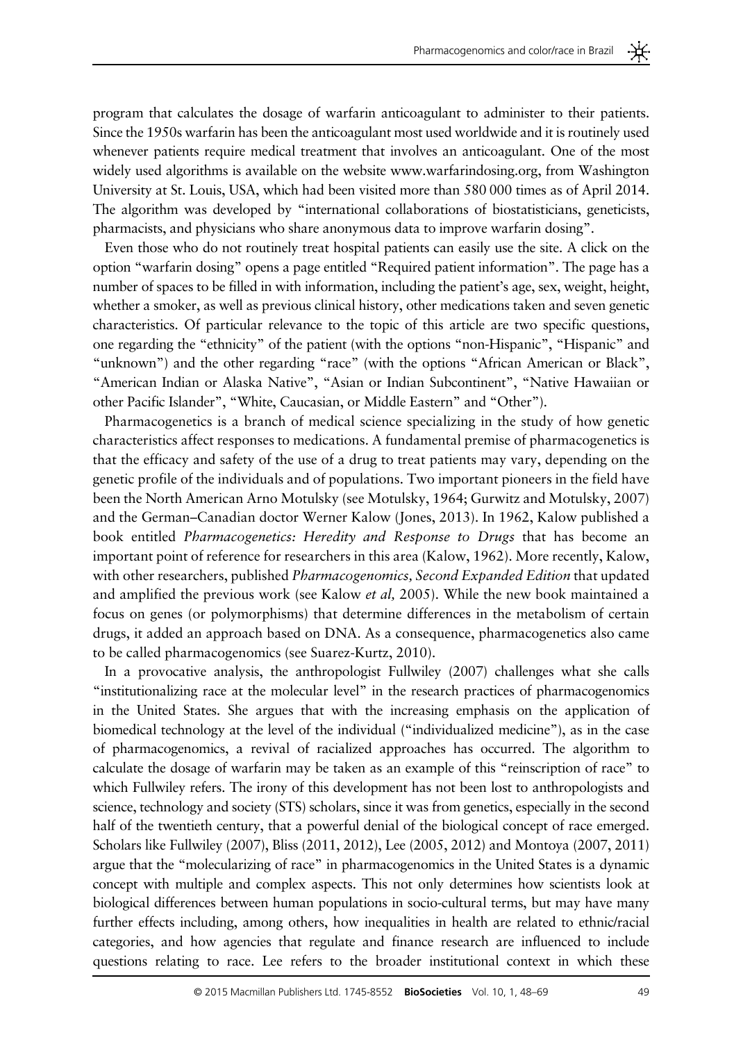program that calculates the dosage of warfarin anticoagulant to administer to their patients. Since the 1950s warfarin has been the anticoagulant most used worldwide and it is routinely used whenever patients require medical treatment that involves an anticoagulant. One of the most widely used algorithms is available on the website www.warfarindosing.org, from Washington University at St. Louis, USA, which had been visited more than 580 000 times as of April 2014. The algorithm was developed by "international collaborations of biostatisticians, geneticists, pharmacists, and physicians who share anonymous data to improve warfarin dosing".

Even those who do not routinely treat hospital patients can easily use the site. A click on the option "warfarin dosing" opens a page entitled "Required patient information". The page has a number of spaces to be filled in with information, including the patient's age, sex, weight, height, whether a smoker, as well as previous clinical history, other medications taken and seven genetic characteristics. Of particular relevance to the topic of this article are two specific questions, one regarding the "ethnicity" of the patient (with the options "non-Hispanic", "Hispanic" and "unknown") and the other regarding "race" (with the options "African American or Black", "American Indian or Alaska Native", "Asian or Indian Subcontinent", "Native Hawaiian or other Pacific Islander", "White, Caucasian, or Middle Eastern" and "Other").

Pharmacogenetics is a branch of medical science specializing in the study of how genetic characteristics affect responses to medications. A fundamental premise of pharmacogenetics is that the efficacy and safety of the use of a drug to treat patients may vary, depending on the genetic profile of the individuals and of populations. Two important pioneers in the field have been the North American Arno Motulsky (see Motulsky, 1964; Gurwitz and Motulsky, 2007) and the German–Canadian doctor Werner Kalow (Jones, 2013). In 1962, Kalow published a book entitled *Pharmacogenetics: Heredity and Response to Drugs* that has become an important point of reference for researchers in this area (Kalow, 1962). More recently, Kalow, with other researchers, published *Pharmacogenomics, Second Expanded Edition* that updated and amplified the previous work (see Kalow *et al,* 2005). While the new book maintained a focus on genes (or polymorphisms) that determine differences in the metabolism of certain drugs, it added an approach based on DNA. As a consequence, pharmacogenetics also came to be called pharmacogenomics (see Suarez-Kurtz, 2010).

In a provocative analysis, the anthropologist Fullwiley (2007) challenges what she calls "institutionalizing race at the molecular level" in the research practices of pharmacogenomics in the United States. She argues that with the increasing emphasis on the application of biomedical technology at the level of the individual ("individualized medicine"), as in the case of pharmacogenomics, a revival of racialized approaches has occurred. The algorithm to calculate the dosage of warfarin may be taken as an example of this "reinscription of race" to which Fullwiley refers. The irony of this development has not been lost to anthropologists and science, technology and society (STS) scholars, since it was from genetics, especially in the second half of the twentieth century, that a powerful denial of the biological concept of race emerged. Scholars like Fullwiley (2007), Bliss (2011, 2012), Lee (2005, 2012) and Montoya (2007, 2011) argue that the "molecularizing of race" in pharmacogenomics in the United States is a dynamic concept with multiple and complex aspects. This not only determines how scientists look at biological differences between human populations in socio-cultural terms, but may have many further effects including, among others, how inequalities in health are related to ethnic/racial categories, and how agencies that regulate and finance research are influenced to include questions relating to race. Lee refers to the broader institutional context in which these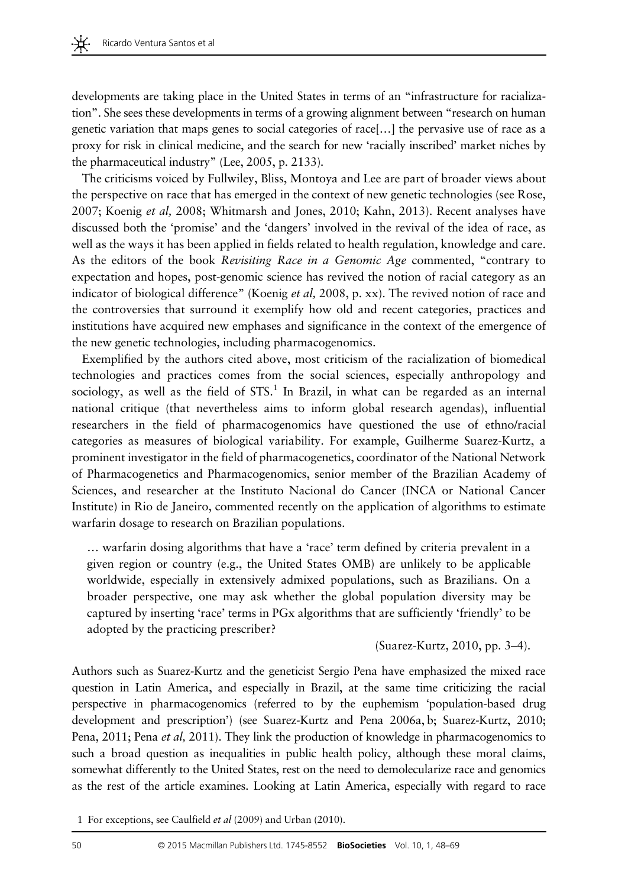developments are taking place in the United States in terms of an "infrastructure for racialization". She sees these developments in terms of a growing alignment between "research on human genetic variation that maps genes to social categories of race[…] the pervasive use of race as a proxy for risk in clinical medicine, and the search for new 'racially inscribed' market niches by the pharmaceutical industry" (Lee, 2005, p. 2133).

The criticisms voiced by Fullwiley, Bliss, Montoya and Lee are part of broader views about the perspective on race that has emerged in the context of new genetic technologies (see Rose, 2007; Koenig *et al,* 2008; Whitmarsh and Jones, 2010; Kahn, 2013). Recent analyses have discussed both the 'promise' and the 'dangers' involved in the revival of the idea of race, as well as the ways it has been applied in fields related to health regulation, knowledge and care. As the editors of the book *Revisiting Race in a Genomic Age* commented, "contrary to expectation and hopes, post-genomic science has revived the notion of racial category as an indicator of biological difference" (Koenig *et al,* 2008, p. xx). The revived notion of race and the controversies that surround it exemplify how old and recent categories, practices and institutions have acquired new emphases and significance in the context of the emergence of the new genetic technologies, including pharmacogenomics.

Exemplified by the authors cited above, most criticism of the racialization of biomedical technologies and practices comes from the social sciences, especially anthropology and sociology, as well as the field of STS.[1] In Brazil, in what can be regarded as an internal national critique (that nevertheless aims to inform global research agendas), influential researchers in the field of pharmacogenomics have questioned the use of ethno/racial categories as measures of biological variability. For example, Guilherme Suarez-Kurtz, a prominent investigator in the field of pharmacogenetics, coordinator of the National Network of Pharmacogenetics and Pharmacogenomics, senior member of the Brazilian Academy of Sciences, and researcher at the Instituto Nacional do Cancer (INCA or National Cancer Institute) in Rio de Janeiro, commented recently on the application of algorithms to estimate warfarin dosage to research on Brazilian populations.

> … warfarin dosing algorithms that have a 'race' term defined by criteria prevalent in a given region or country (e.g., the United States OMB) are unlikely to be applicable worldwide, especially in extensively admixed populations, such as Brazilians. On a broader perspective, one may ask whether the global population diversity may be captured by inserting 'race' terms in PGx algorithms that are sufficiently 'friendly' to be adopted by the practicing prescriber?
>
> (Suarez-Kurtz, 2010, pp. 3–4).

Authors such as Suarez-Kurtz and the geneticist Sergio Pena have emphasized the mixed race question in Latin America, and especially in Brazil, at the same time criticizing the racial perspective in pharmacogenomics (referred to by the euphemism 'population-based drug development and prescription') (see Suarez-Kurtz and Pena 2006a, b; Suarez-Kurtz, 2010; Pena, 2011; Pena *et al,* 2011). They link the production of knowledge in pharmacogenomics to such a broad question as inequalities in public health policy, although these moral claims, somewhat differently to the United States, rest on the need to demolecularize race and genomics as the rest of the article examines. Looking at Latin America, especially with regard to race

1 For exceptions, see Caulfield *et al* (2009) and Urban (2010).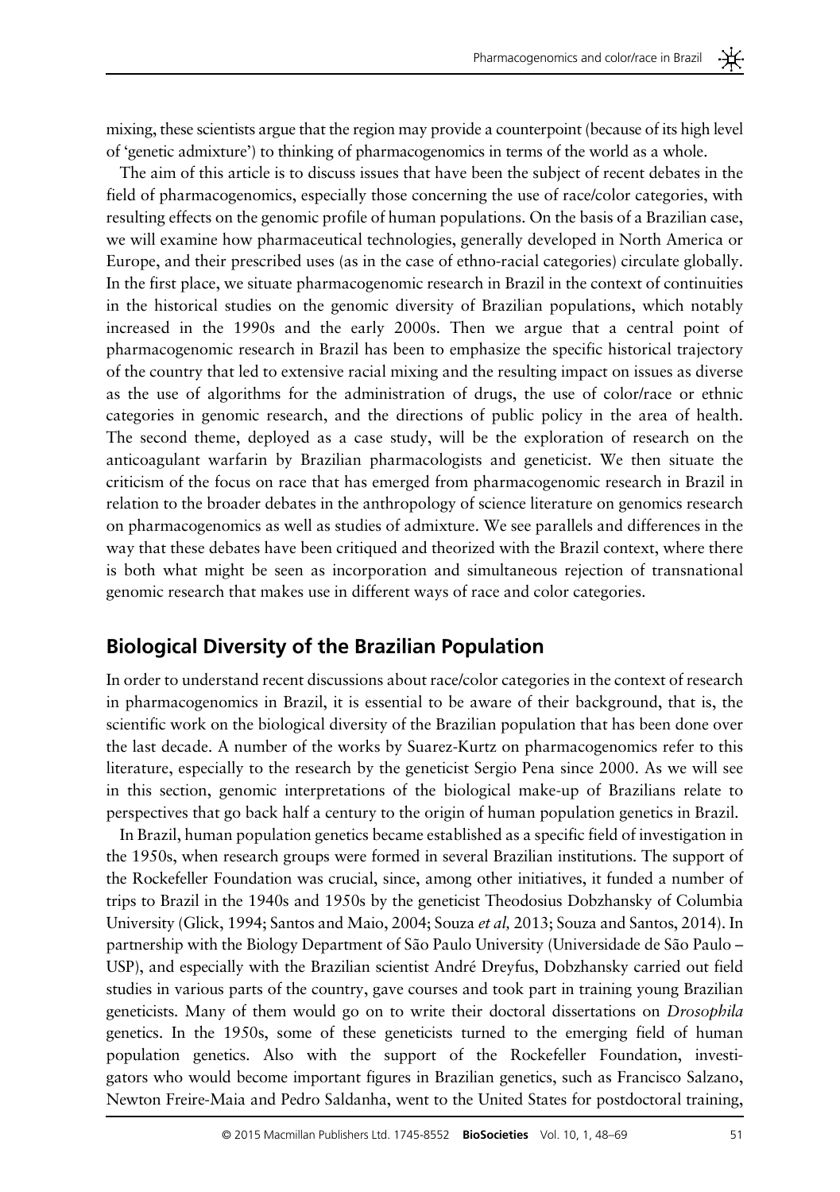mixing, these scientists argue that the region may provide a counterpoint (because of its high level of 'genetic admixture') to thinking of pharmacogenomics in terms of the world as a whole.

The aim of this article is to discuss issues that have been the subject of recent debates in the field of pharmacogenomics, especially those concerning the use of race/color categories, with resulting effects on the genomic profile of human populations. On the basis of a Brazilian case, we will examine how pharmaceutical technologies, generally developed in North America or Europe, and their prescribed uses (as in the case of ethno-racial categories) circulate globally. In the first place, we situate pharmacogenomic research in Brazil in the context of continuities in the historical studies on the genomic diversity of Brazilian populations, which notably increased in the 1990s and the early 2000s. Then we argue that a central point of pharmacogenomic research in Brazil has been to emphasize the specific historical trajectory of the country that led to extensive racial mixing and the resulting impact on issues as diverse as the use of algorithms for the administration of drugs, the use of color/race or ethnic categories in genomic research, and the directions of public policy in the area of health. The second theme, deployed as a case study, will be the exploration of research on the anticoagulant warfarin by Brazilian pharmacologists and geneticist. We then situate the criticism of the focus on race that has emerged from pharmacogenomic research in Brazil in relation to the broader debates in the anthropology of science literature on genomics research on pharmacogenomics as well as studies of admixture. We see parallels and differences in the way that these debates have been critiqued and theorized with the Brazil context, where there is both what might be seen as incorporation and simultaneous rejection of transnational genomic research that makes use in different ways of race and color categories.

## Biological Diversity of the Brazilian Population

In order to understand recent discussions about race/color categories in the context of research in pharmacogenomics in Brazil, it is essential to be aware of their background, that is, the scientific work on the biological diversity of the Brazilian population that has been done over the last decade. A number of the works by Suarez-Kurtz on pharmacogenomics refer to this literature, especially to the research by the geneticist Sergio Pena since 2000. As we will see in this section, genomic interpretations of the biological make-up of Brazilians relate to perspectives that go back half a century to the origin of human population genetics in Brazil.

In Brazil, human population genetics became established as a specific field of investigation in the 1950s, when research groups were formed in several Brazilian institutions. The support of the Rockefeller Foundation was crucial, since, among other initiatives, it funded a number of trips to Brazil in the 1940s and 1950s by the geneticist Theodosius Dobzhansky of Columbia University (Glick, 1994; Santos and Maio, 2004; Souza *et al,* 2013; Souza and Santos, 2014). In partnership with the Biology Department of São Paulo University (Universidade de São Paulo – USP), and especially with the Brazilian scientist André Dreyfus, Dobzhansky carried out field studies in various parts of the country, gave courses and took part in training young Brazilian geneticists. Many of them would go on to write their doctoral dissertations on *Drosophila* genetics. In the 1950s, some of these geneticists turned to the emerging field of human population genetics. Also with the support of the Rockefeller Foundation, investigators who would become important figures in Brazilian genetics, such as Francisco Salzano, Newton Freire-Maia and Pedro Saldanha, went to the United States for postdoctoral training,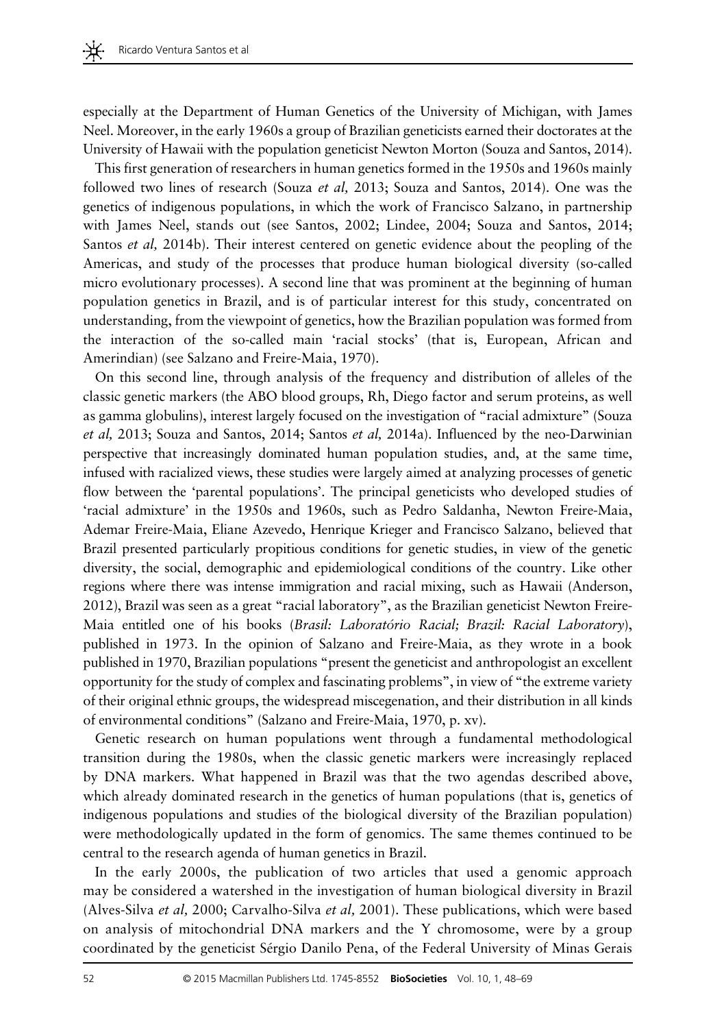especially at the Department of Human Genetics of the University of Michigan, with James Neel. Moreover, in the early 1960s a group of Brazilian geneticists earned their doctorates at the University of Hawaii with the population geneticist Newton Morton (Souza and Santos, 2014).

This first generation of researchers in human genetics formed in the 1950s and 1960s mainly followed two lines of research (Souza *et al,* 2013; Souza and Santos, 2014). One was the genetics of indigenous populations, in which the work of Francisco Salzano, in partnership with James Neel, stands out (see Santos, 2002; Lindee, 2004; Souza and Santos, 2014; Santos *et al,* 2014b). Their interest centered on genetic evidence about the peopling of the Americas, and study of the processes that produce human biological diversity (so-called micro evolutionary processes). A second line that was prominent at the beginning of human population genetics in Brazil, and is of particular interest for this study, concentrated on understanding, from the viewpoint of genetics, how the Brazilian population was formed from the interaction of the so-called main 'racial stocks' (that is, European, African and Amerindian) (see Salzano and Freire-Maia, 1970).

On this second line, through analysis of the frequency and distribution of alleles of the classic genetic markers (the ABO blood groups, Rh, Diego factor and serum proteins, as well as gamma globulins), interest largely focused on the investigation of "racial admixture" (Souza *et al,* 2013; Souza and Santos, 2014; Santos *et al,* 2014a). Influenced by the neo-Darwinian perspective that increasingly dominated human population studies, and, at the same time, infused with racialized views, these studies were largely aimed at analyzing processes of genetic flow between the 'parental populations'. The principal geneticists who developed studies of 'racial admixture' in the 1950s and 1960s, such as Pedro Saldanha, Newton Freire-Maia, Ademar Freire-Maia, Eliane Azevedo, Henrique Krieger and Francisco Salzano, believed that Brazil presented particularly propitious conditions for genetic studies, in view of the genetic diversity, the social, demographic and epidemiological conditions of the country. Like other regions where there was intense immigration and racial mixing, such as Hawaii (Anderson, 2012), Brazil was seen as a great "racial laboratory", as the Brazilian geneticist Newton Freire-Maia entitled one of his books (*Brasil: Laboratório Racial; Brazil: Racial Laboratory*), published in 1973. In the opinion of Salzano and Freire-Maia, as they wrote in a book published in 1970, Brazilian populations "present the geneticist and anthropologist an excellent opportunity for the study of complex and fascinating problems", in view of "the extreme variety of their original ethnic groups, the widespread miscegenation, and their distribution in all kinds of environmental conditions" (Salzano and Freire-Maia, 1970, p. xv).

Genetic research on human populations went through a fundamental methodological transition during the 1980s, when the classic genetic markers were increasingly replaced by DNA markers. What happened in Brazil was that the two agendas described above, which already dominated research in the genetics of human populations (that is, genetics of indigenous populations and studies of the biological diversity of the Brazilian population) were methodologically updated in the form of genomics. The same themes continued to be central to the research agenda of human genetics in Brazil.

In the early 2000s, the publication of two articles that used a genomic approach may be considered a watershed in the investigation of human biological diversity in Brazil (Alves-Silva *et al,* 2000; Carvalho-Silva *et al,* 2001). These publications, which were based on analysis of mitochondrial DNA markers and the Y chromosome, were by a group coordinated by the geneticist Sérgio Danilo Pena, of the Federal University of Minas Gerais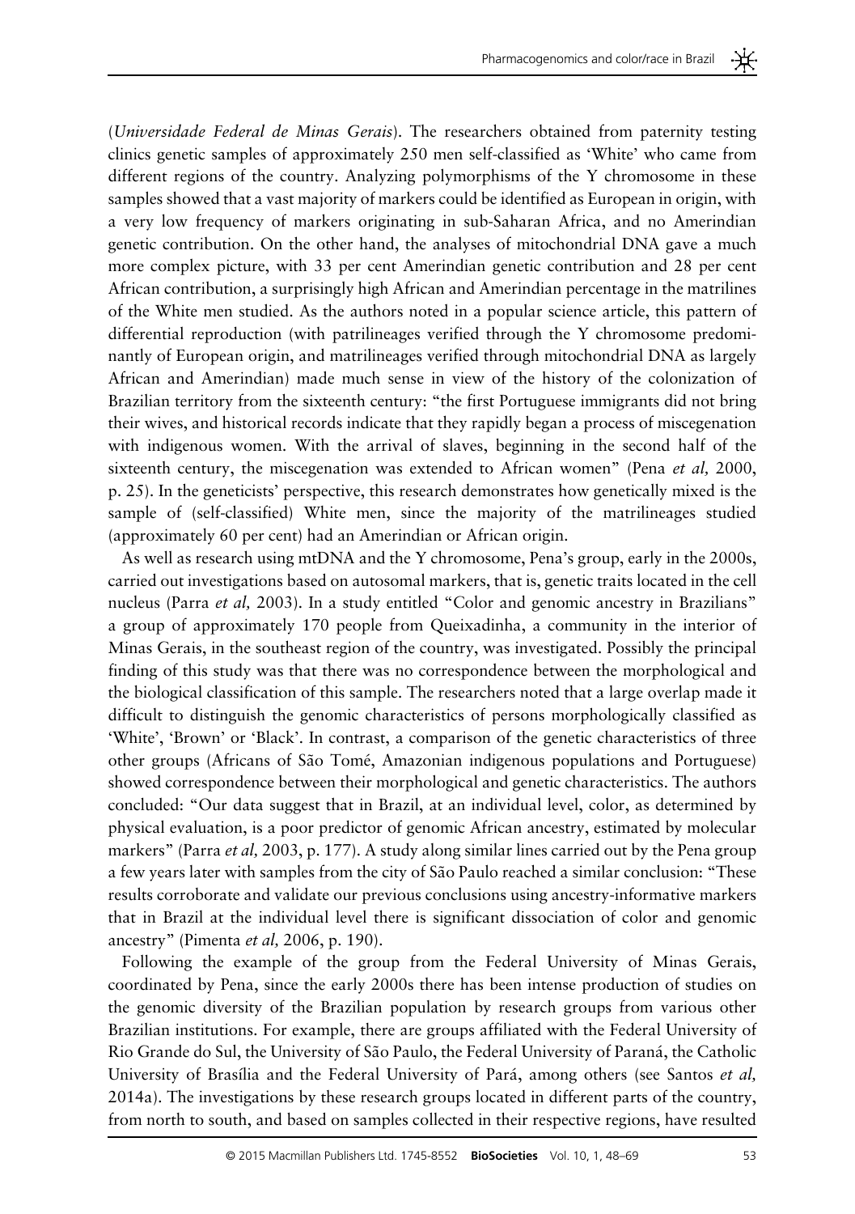(*Universidade Federal de Minas Gerais*). The researchers obtained from paternity testing clinics genetic samples of approximately 250 men self-classified as 'White' who came from different regions of the country. Analyzing polymorphisms of the Y chromosome in these samples showed that a vast majority of markers could be identified as European in origin, with a very low frequency of markers originating in sub-Saharan Africa, and no Amerindian genetic contribution. On the other hand, the analyses of mitochondrial DNA gave a much more complex picture, with 33 per cent Amerindian genetic contribution and 28 per cent African contribution, a surprisingly high African and Amerindian percentage in the matrilines of the White men studied. As the authors noted in a popular science article, this pattern of differential reproduction (with patrilineages verified through the Y chromosome predominantly of European origin, and matrilineages verified through mitochondrial DNA as largely African and Amerindian) made much sense in view of the history of the colonization of Brazilian territory from the sixteenth century: "the first Portuguese immigrants did not bring their wives, and historical records indicate that they rapidly began a process of miscegenation with indigenous women. With the arrival of slaves, beginning in the second half of the sixteenth century, the miscegenation was extended to African women" (Pena *et al,* 2000, p. 25). In the geneticists' perspective, this research demonstrates how genetically mixed is the sample of (self-classified) White men, since the majority of the matrilineages studied (approximately 60 per cent) had an Amerindian or African origin.

As well as research using mtDNA and the Y chromosome, Pena's group, early in the 2000s, carried out investigations based on autosomal markers, that is, genetic traits located in the cell nucleus (Parra *et al,* 2003). In a study entitled "Color and genomic ancestry in Brazilians" a group of approximately 170 people from Queixadinha, a community in the interior of Minas Gerais, in the southeast region of the country, was investigated. Possibly the principal finding of this study was that there was no correspondence between the morphological and the biological classification of this sample. The researchers noted that a large overlap made it difficult to distinguish the genomic characteristics of persons morphologically classified as 'White', 'Brown' or 'Black'. In contrast, a comparison of the genetic characteristics of three other groups (Africans of São Tomé, Amazonian indigenous populations and Portuguese) showed correspondence between their morphological and genetic characteristics. The authors concluded: "Our data suggest that in Brazil, at an individual level, color, as determined by physical evaluation, is a poor predictor of genomic African ancestry, estimated by molecular markers" (Parra *et al,* 2003, p. 177). A study along similar lines carried out by the Pena group a few years later with samples from the city of São Paulo reached a similar conclusion: "These results corroborate and validate our previous conclusions using ancestry-informative markers that in Brazil at the individual level there is significant dissociation of color and genomic ancestry" (Pimenta *et al,* 2006, p. 190).

Following the example of the group from the Federal University of Minas Gerais, coordinated by Pena, since the early 2000s there has been intense production of studies on the genomic diversity of the Brazilian population by research groups from various other Brazilian institutions. For example, there are groups affiliated with the Federal University of Rio Grande do Sul, the University of São Paulo, the Federal University of Paraná, the Catholic University of Brasília and the Federal University of Pará, among others (see Santos *et al,* 2014a). The investigations by these research groups located in different parts of the country, from north to south, and based on samples collected in their respective regions, have resulted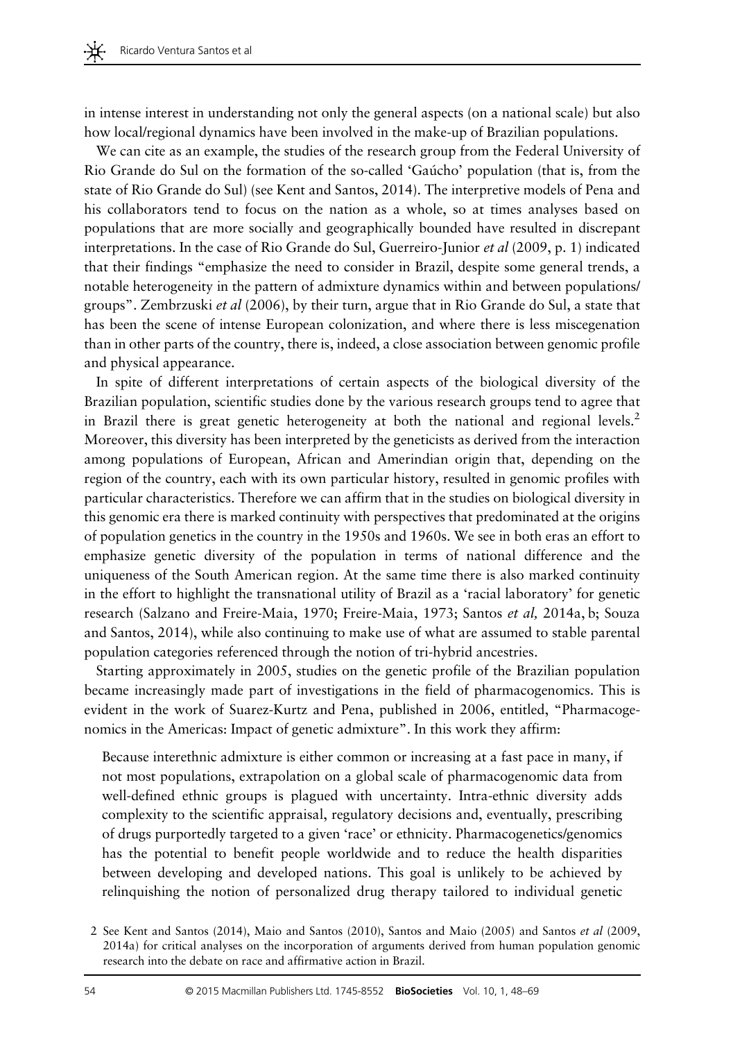in intense interest in understanding not only the general aspects (on a national scale) but also how local/regional dynamics have been involved in the make-up of Brazilian populations.

We can cite as an example, the studies of the research group from the Federal University of Rio Grande do Sul on the formation of the so-called 'Gaúcho' population (that is, from the state of Rio Grande do Sul) (see Kent and Santos, 2014). The interpretive models of Pena and his collaborators tend to focus on the nation as a whole, so at times analyses based on populations that are more socially and geographically bounded have resulted in discrepant interpretations. In the case of Rio Grande do Sul, Guerreiro-Junior *et al* (2009, p. 1) indicated that their findings "emphasize the need to consider in Brazil, despite some general trends, a notable heterogeneity in the pattern of admixture dynamics within and between populations/groups". Zembrzuski *et al* (2006), by their turn, argue that in Rio Grande do Sul, a state that has been the scene of intense European colonization, and where there is less miscegenation than in other parts of the country, there is, indeed, a close association between genomic profile and physical appearance.

In spite of different interpretations of certain aspects of the biological diversity of the Brazilian population, scientific studies done by the various research groups tend to agree that in Brazil there is great genetic heterogeneity at both the national and regional levels.[2] Moreover, this diversity has been interpreted by the geneticists as derived from the interaction among populations of European, African and Amerindian origin that, depending on the region of the country, each with its own particular history, resulted in genomic profiles with particular characteristics. Therefore we can affirm that in the studies on biological diversity in this genomic era there is marked continuity with perspectives that predominated at the origins of population genetics in the country in the 1950s and 1960s. We see in both eras an effort to emphasize genetic diversity of the population in terms of national difference and the uniqueness of the South American region. At the same time there is also marked continuity in the effort to highlight the transnational utility of Brazil as a 'racial laboratory' for genetic research (Salzano and Freire-Maia, 1970; Freire-Maia, 1973; Santos *et al,* 2014a, b; Souza and Santos, 2014), while also continuing to make use of what are assumed to stable parental population categories referenced through the notion of tri-hybrid ancestries.

Starting approximately in 2005, studies on the genetic profile of the Brazilian population became increasingly made part of investigations in the field of pharmacogenomics. This is evident in the work of Suarez-Kurtz and Pena, published in 2006, entitled, "Pharmacogenomics in the Americas: Impact of genetic admixture". In this work they affirm:

> Because interethnic admixture is either common or increasing at a fast pace in many, if not most populations, extrapolation on a global scale of pharmacogenomic data from well-defined ethnic groups is plagued with uncertainty. Intra-ethnic diversity adds complexity to the scientific appraisal, regulatory decisions and, eventually, prescribing of drugs purportedly targeted to a given 'race' or ethnicity. Pharmacogenetics/genomics has the potential to benefit people worldwide and to reduce the health disparities between developing and developed nations. This goal is unlikely to be achieved by relinquishing the notion of personalized drug therapy tailored to individual genetic

2 See Kent and Santos (2014), Maio and Santos (2010), Santos and Maio (2005) and Santos *et al* (2009, 2014a) for critical analyses on the incorporation of arguments derived from human population genomic research into the debate on race and affirmative action in Brazil.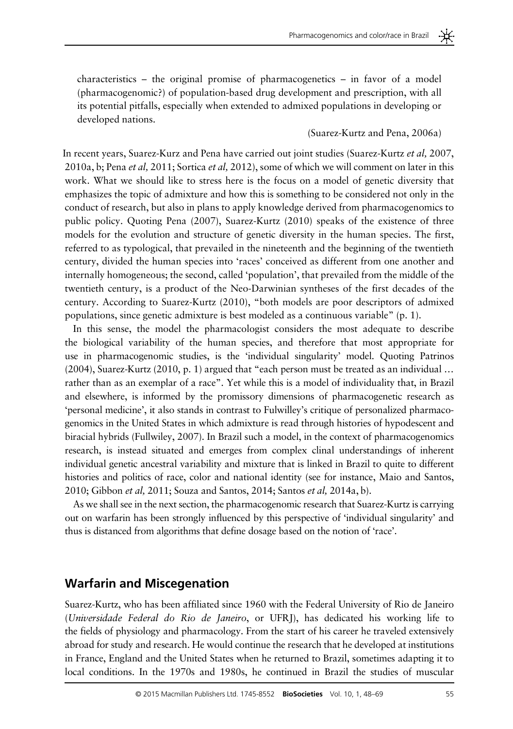characteristics – the original promise of pharmacogenetics – in favor of a model (pharmacogenomic?) of population-based drug development and prescription, with all its potential pitfalls, especially when extended to admixed populations in developing or developed nations.

(Suarez-Kurtz and Pena, 2006a)

In recent years, Suarez-Kurz and Pena have carried out joint studies (Suarez-Kurtz *et al,* 2007, 2010a, b; Pena *et al,* 2011; Sortica *et al,* 2012), some of which we will comment on later in this work. What we should like to stress here is the focus on a model of genetic diversity that emphasizes the topic of admixture and how this is something to be considered not only in the conduct of research, but also in plans to apply knowledge derived from pharmacogenomics to public policy. Quoting Pena (2007), Suarez-Kurtz (2010) speaks of the existence of three models for the evolution and structure of genetic diversity in the human species. The first, referred to as typological, that prevailed in the nineteenth and the beginning of the twentieth century, divided the human species into 'races' conceived as different from one another and internally homogeneous; the second, called 'population', that prevailed from the middle of the twentieth century, is a product of the Neo-Darwinian syntheses of the first decades of the century. According to Suarez-Kurtz (2010), "both models are poor descriptors of admixed populations, since genetic admixture is best modeled as a continuous variable" (p. 1).

In this sense, the model the pharmacologist considers the most adequate to describe the biological variability of the human species, and therefore that most appropriate for use in pharmacogenomic studies, is the 'individual singularity' model. Quoting Patrinos (2004), Suarez-Kurtz (2010, p. 1) argued that "each person must be treated as an individual … rather than as an exemplar of a race". Yet while this is a model of individuality that, in Brazil and elsewhere, is informed by the promissory dimensions of pharmacogenetic research as 'personal medicine', it also stands in contrast to Fulwilley's critique of personalized pharmacogenomics in the United States in which admixture is read through histories of hypodescent and biracial hybrids (Fullwiley, 2007). In Brazil such a model, in the context of pharmacogenomics research, is instead situated and emerges from complex clinal understandings of inherent individual genetic ancestral variability and mixture that is linked in Brazil to quite to different histories and politics of race, color and national identity (see for instance, Maio and Santos, 2010; Gibbon *et al,* 2011; Souza and Santos, 2014; Santos *et al,* 2014a, b).

As we shall see in the next section, the pharmacogenomic research that Suarez-Kurtz is carrying out on warfarin has been strongly influenced by this perspective of 'individual singularity' and thus is distanced from algorithms that define dosage based on the notion of 'race'.

## Warfarin and Miscegenation

Suarez-Kurtz, who has been affiliated since 1960 with the Federal University of Rio de Janeiro (*Universidade Federal do Rio de Janeiro*, or UFRJ), has dedicated his working life to the fields of physiology and pharmacology. From the start of his career he traveled extensively abroad for study and research. He would continue the research that he developed at institutions in France, England and the United States when he returned to Brazil, sometimes adapting it to local conditions. In the 1970s and 1980s, he continued in Brazil the studies of muscular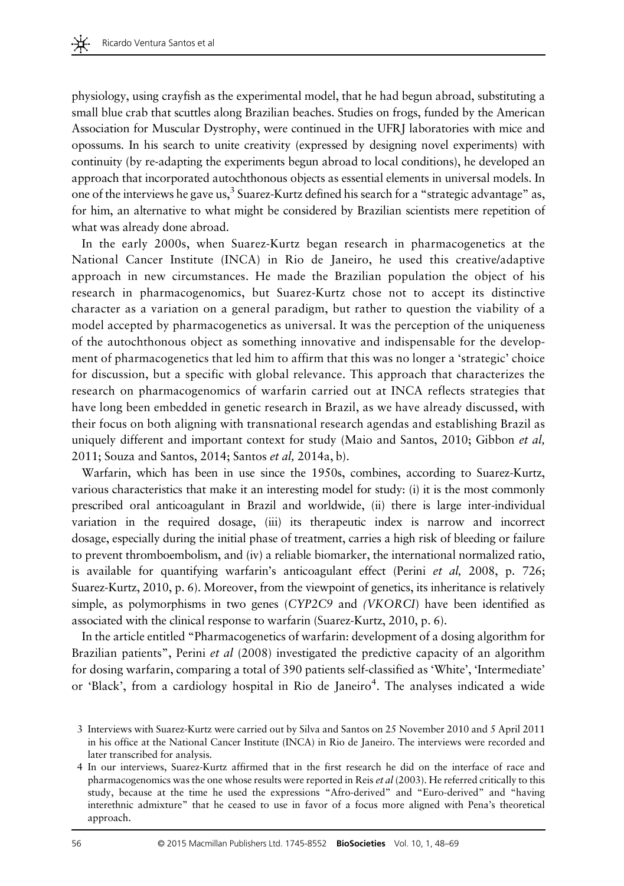physiology, using crayfish as the experimental model, that he had begun abroad, substituting a small blue crab that scuttles along Brazilian beaches. Studies on frogs, funded by the American Association for Muscular Dystrophy, were continued in the UFRJ laboratories with mice and opossums. In his search to unite creativity (expressed by designing novel experiments) with continuity (by re-adapting the experiments begun abroad to local conditions), he developed an approach that incorporated autochthonous objects as essential elements in universal models. In one of the interviews he gave us,[3] Suarez-Kurtz defined his search for a "strategic advantage" as, for him, an alternative to what might be considered by Brazilian scientists mere repetition of what was already done abroad.

In the early 2000s, when Suarez-Kurtz began research in pharmacogenetics at the National Cancer Institute (INCA) in Rio de Janeiro, he used this creative/adaptive approach in new circumstances. He made the Brazilian population the object of his research in pharmacogenomics, but Suarez-Kurtz chose not to accept its distinctive character as a variation on a general paradigm, but rather to question the viability of a model accepted by pharmacogenetics as universal. It was the perception of the uniqueness of the autochthonous object as something innovative and indispensable for the development of pharmacogenetics that led him to affirm that this was no longer a 'strategic' choice for discussion, but a specific with global relevance. This approach that characterizes the research on pharmacogenomics of warfarin carried out at INCA reflects strategies that have long been embedded in genetic research in Brazil, as we have already discussed, with their focus on both aligning with transnational research agendas and establishing Brazil as uniquely different and important context for study (Maio and Santos, 2010; Gibbon *et al,* 2011; Souza and Santos, 2014; Santos *et al,* 2014a, b).

Warfarin, which has been in use since the 1950s, combines, according to Suarez-Kurtz, various characteristics that make it an interesting model for study: (i) it is the most commonly prescribed oral anticoagulant in Brazil and worldwide, (ii) there is large inter-individual variation in the required dosage, (iii) its therapeutic index is narrow and incorrect dosage, especially during the initial phase of treatment, carries a high risk of bleeding or failure to prevent thromboembolism, and (iv) a reliable biomarker, the international normalized ratio, is available for quantifying warfarin's anticoagulant effect (Perini *et al,* 2008, p. 726; Suarez-Kurtz, 2010, p. 6). Moreover, from the viewpoint of genetics, its inheritance is relatively simple, as polymorphisms in two genes (*CYP2C9* and *(VKORCI*) have been identified as associated with the clinical response to warfarin (Suarez-Kurtz, 2010, p. 6).

In the article entitled "Pharmacogenetics of warfarin: development of a dosing algorithm for Brazilian patients", Perini *et al* (2008) investigated the predictive capacity of an algorithm for dosing warfarin, comparing a total of 390 patients self-classified as 'White', 'Intermediate' or 'Black', from a cardiology hospital in Rio de Janeiro[4]. The analyses indicated a wide

3 Interviews with Suarez-Kurtz were carried out by Silva and Santos on 25 November 2010 and 5 April 2011 in his office at the National Cancer Institute (INCA) in Rio de Janeiro. The interviews were recorded and later transcribed for analysis.

4 In our interviews, Suarez-Kurtz affirmed that in the first research he did on the interface of race and pharmacogenomics was the one whose results were reported in Reis *et al* (2003). He referred critically to this study, because at the time he used the expressions "Afro-derived" and "Euro-derived" and "having interethnic admixture" that he ceased to use in favor of a focus more aligned with Pena's theoretical approach.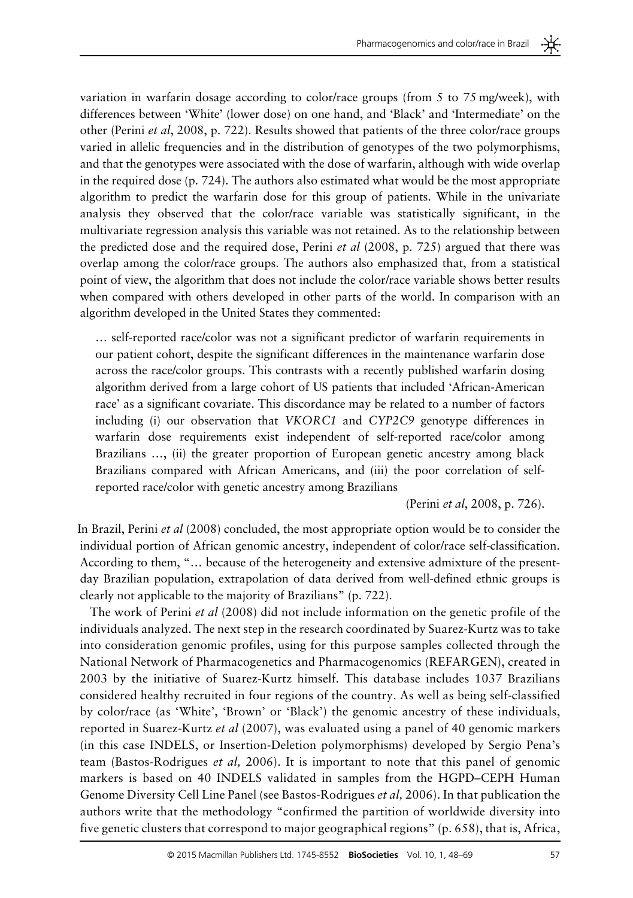variation in warfarin dosage according to color/race groups (from 5 to 75 mg/week), with differences between 'White' (lower dose) on one hand, and 'Black' and 'Intermediate' on the other (Perini *et al*, 2008, p. 722). Results showed that patients of the three color/race groups varied in allelic frequencies and in the distribution of genotypes of the two polymorphisms, and that the genotypes were associated with the dose of warfarin, although with wide overlap in the required dose (p. 724). The authors also estimated what would be the most appropriate algorithm to predict the warfarin dose for this group of patients. While in the univariate analysis they observed that the color/race variable was statistically significant, in the multivariate regression analysis this variable was not retained. As to the relationship between the predicted dose and the required dose, Perini *et al* (2008, p. 725) argued that there was overlap among the color/race groups. The authors also emphasized that, from a statistical point of view, the algorithm that does not include the color/race variable shows better results when compared with others developed in other parts of the world. In comparison with an algorithm developed in the United States they commented:

> … self-reported race/color was not a significant predictor of warfarin requirements in our patient cohort, despite the significant differences in the maintenance warfarin dose across the race/color groups. This contrasts with a recently published warfarin dosing algorithm derived from a large cohort of US patients that included 'African-American race' as a significant covariate. This discordance may be related to a number of factors including (i) our observation that *VKORC1* and *CYP2C9* genotype differences in warfarin dose requirements exist independent of self-reported race/color among Brazilians …, (ii) the greater proportion of European genetic ancestry among black Brazilians compared with African Americans, and (iii) the poor correlation of self-reported race/color with genetic ancestry among Brazilians
>
> (Perini *et al*, 2008, p. 726).

In Brazil, Perini *et al* (2008) concluded, the most appropriate option would be to consider the individual portion of African genomic ancestry, independent of color/race self-classification. According to them, "… because of the heterogeneity and extensive admixture of the present-day Brazilian population, extrapolation of data derived from well-defined ethnic groups is clearly not applicable to the majority of Brazilians" (p. 722).

The work of Perini *et al* (2008) did not include information on the genetic profile of the individuals analyzed. The next step in the research coordinated by Suarez-Kurtz was to take into consideration genomic profiles, using for this purpose samples collected through the National Network of Pharmacogenetics and Pharmacogenomics (REFARGEN), created in 2003 by the initiative of Suarez-Kurtz himself. This database includes 1037 Brazilians considered healthy recruited in four regions of the country. As well as being self-classified by color/race (as 'White', 'Brown' or 'Black') the genomic ancestry of these individuals, reported in Suarez-Kurtz *et al* (2007), was evaluated using a panel of 40 genomic markers (in this case INDELS, or Insertion-Deletion polymorphisms) developed by Sergio Pena's team (Bastos-Rodrigues *et al,* 2006). It is important to note that this panel of genomic markers is based on 40 INDELS validated in samples from the HGPD–CEPH Human Genome Diversity Cell Line Panel (see Bastos-Rodrigues *et al,* 2006). In that publication the authors write that the methodology "confirmed the partition of worldwide diversity into five genetic clusters that correspond to major geographical regions" (p. 658), that is, Africa,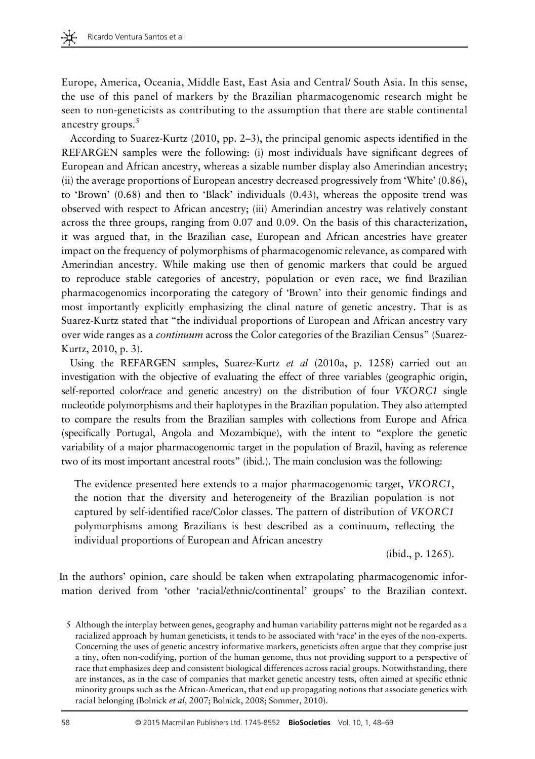Europe, America, Oceania, Middle East, East Asia and Central/ South Asia. In this sense, the use of this panel of markers by the Brazilian pharmacogenomic research might be seen to non-geneticists as contributing to the assumption that there are stable continental ancestry groups.[5]

According to Suarez-Kurtz (2010, pp. 2–3), the principal genomic aspects identified in the REFARGEN samples were the following: (i) most individuals have significant degrees of European and African ancestry, whereas a sizable number display also Amerindian ancestry; (ii) the average proportions of European ancestry decreased progressively from 'White' (0.86), to 'Brown' (0.68) and then to 'Black' individuals (0.43), whereas the opposite trend was observed with respect to African ancestry; (iii) Amerindian ancestry was relatively constant across the three groups, ranging from 0.07 and 0.09. On the basis of this characterization, it was argued that, in the Brazilian case, European and African ancestries have greater impact on the frequency of polymorphisms of pharmacogenomic relevance, as compared with Amerindian ancestry. While making use then of genomic markers that could be argued to reproduce stable categories of ancestry, population or even race, we find Brazilian pharmacogenomics incorporating the category of 'Brown' into their genomic findings and most importantly explicitly emphasizing the clinal nature of genetic ancestry. That is as Suarez-Kurtz stated that "the individual proportions of European and African ancestry vary over wide ranges as a *continuum* across the Color categories of the Brazilian Census" (Suarez-Kurtz, 2010, p. 3).

Using the REFARGEN samples, Suarez-Kurtz *et al* (2010a, p. 1258) carried out an investigation with the objective of evaluating the effect of three variables (geographic origin, self-reported color/race and genetic ancestry) on the distribution of four *VKORC1* single nucleotide polymorphisms and their haplotypes in the Brazilian population. They also attempted to compare the results from the Brazilian samples with collections from Europe and Africa (specifically Portugal, Angola and Mozambique), with the intent to "explore the genetic variability of a major pharmacogenomic target in the population of Brazil, having as reference two of its most important ancestral roots" (ibid.). The main conclusion was the following:

> The evidence presented here extends to a major pharmacogenomic target, *VKORC1*, the notion that the diversity and heterogeneity of the Brazilian population is not captured by self-identified race/Color classes. The pattern of distribution of *VKORC1* polymorphisms among Brazilians is best described as a continuum, reflecting the individual proportions of European and African ancestry
>
> (ibid., p. 1265).

In the authors' opinion, care should be taken when extrapolating pharmacogenomic information derived from 'other 'racial/ethnic/continental' groups' to the Brazilian context.

5 Although the interplay between genes, geography and human variability patterns might not be regarded as a racialized approach by human geneticists, it tends to be associated with 'race' in the eyes of the non-experts. Concerning the uses of genetic ancestry informative markers, geneticists often argue that they comprise just a tiny, often non-codifying, portion of the human genome, thus not providing support to a perspective of race that emphasizes deep and consistent biological differences across racial groups. Notwithstanding, there are instances, as in the case of companies that market genetic ancestry tests, often aimed at specific ethnic minority groups such as the African-American, that end up propagating notions that associate genetics with racial belonging (Bolnick *et al*, 2007; Bolnick, 2008; Sommer, 2010).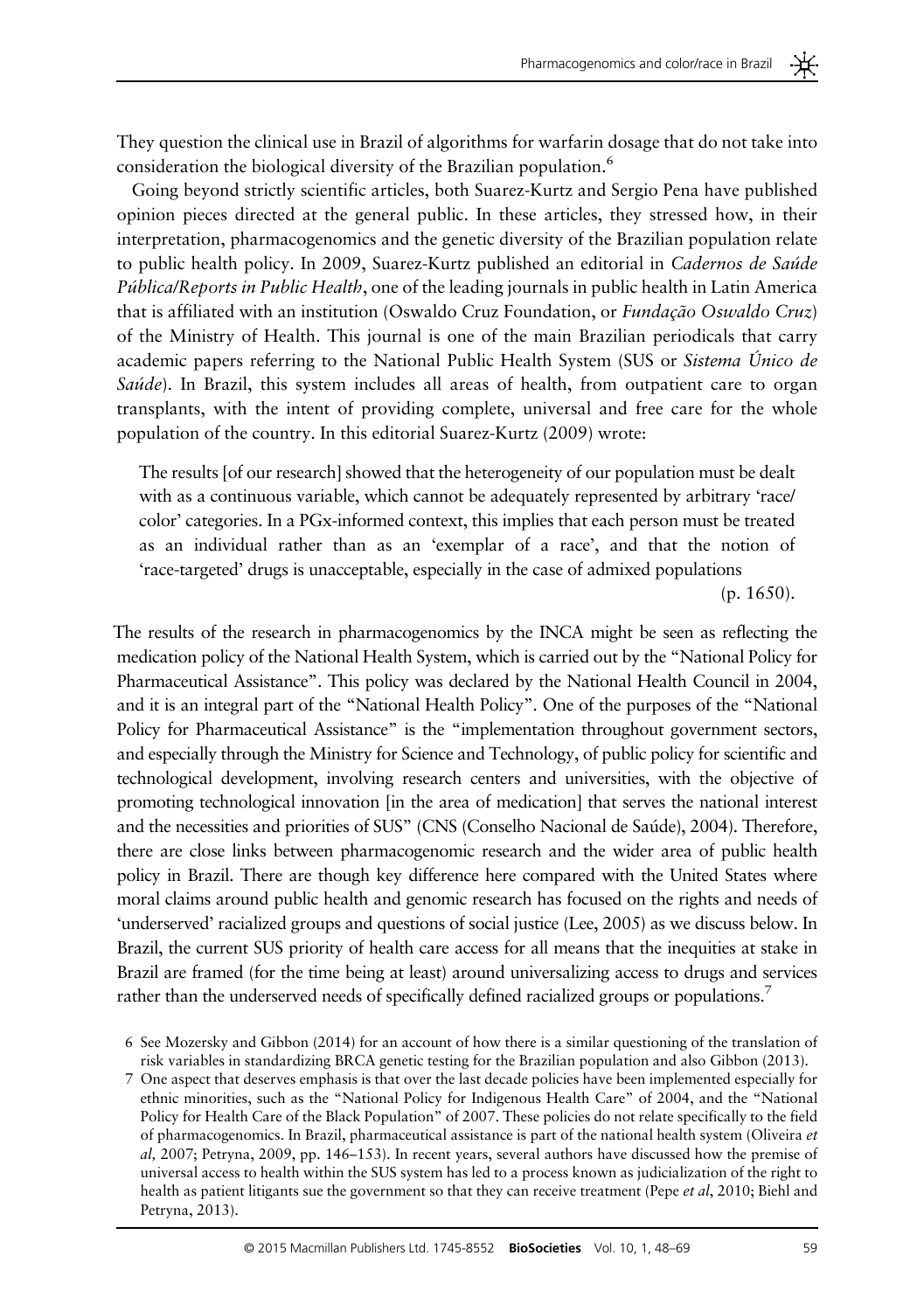They question the clinical use in Brazil of algorithms for warfarin dosage that do not take into consideration the biological diversity of the Brazilian population.[6]

Going beyond strictly scientific articles, both Suarez-Kurtz and Sergio Pena have published opinion pieces directed at the general public. In these articles, they stressed how, in their interpretation, pharmacogenomics and the genetic diversity of the Brazilian population relate to public health policy. In 2009, Suarez-Kurtz published an editorial in *Cadernos de Saúde Pública/Reports in Public Health*, one of the leading journals in public health in Latin America that is affiliated with an institution (Oswaldo Cruz Foundation, or *Fundação Oswaldo Cruz*) of the Ministry of Health. This journal is one of the main Brazilian periodicals that carry academic papers referring to the National Public Health System (SUS or *Sistema Único de Saúde*). In Brazil, this system includes all areas of health, from outpatient care to organ transplants, with the intent of providing complete, universal and free care for the whole population of the country. In this editorial Suarez-Kurtz (2009) wrote:

> The results [of our research] showed that the heterogeneity of our population must be dealt with as a continuous variable, which cannot be adequately represented by arbitrary 'race/color' categories. In a PGx-informed context, this implies that each person must be treated as an individual rather than as an 'exemplar of a race', and that the notion of 'race-targeted' drugs is unacceptable, especially in the case of admixed populations (p. 1650).

The results of the research in pharmacogenomics by the INCA might be seen as reflecting the medication policy of the National Health System, which is carried out by the "National Policy for Pharmaceutical Assistance". This policy was declared by the National Health Council in 2004, and it is an integral part of the "National Health Policy". One of the purposes of the "National Policy for Pharmaceutical Assistance" is the "implementation throughout government sectors, and especially through the Ministry for Science and Technology, of public policy for scientific and technological development, involving research centers and universities, with the objective of promoting technological innovation [in the area of medication] that serves the national interest and the necessities and priorities of SUS" (CNS (Conselho Nacional de Saúde), 2004). Therefore, there are close links between pharmacogenomic research and the wider area of public health policy in Brazil. There are though key difference here compared with the United States where moral claims around public health and genomic research has focused on the rights and needs of 'underserved' racialized groups and questions of social justice (Lee, 2005) as we discuss below. In Brazil, the current SUS priority of health care access for all means that the inequities at stake in Brazil are framed (for the time being at least) around universalizing access to drugs and services rather than the underserved needs of specifically defined racialized groups or populations.[7]

6 See Mozersky and Gibbon (2014) for an account of how there is a similar questioning of the translation of risk variables in standardizing BRCA genetic testing for the Brazilian population and also Gibbon (2013).

7 One aspect that deserves emphasis is that over the last decade policies have been implemented especially for ethnic minorities, such as the "National Policy for Indigenous Health Care" of 2004, and the "National Policy for Health Care of the Black Population" of 2007. These policies do not relate specifically to the field of pharmacogenomics. In Brazil, pharmaceutical assistance is part of the national health system (Oliveira *et al,* 2007; Petryna, 2009, pp. 146–153). In recent years, several authors have discussed how the premise of universal access to health within the SUS system has led to a process known as judicialization of the right to health as patient litigants sue the government so that they can receive treatment (Pepe *et al*, 2010; Biehl and Petryna, 2013).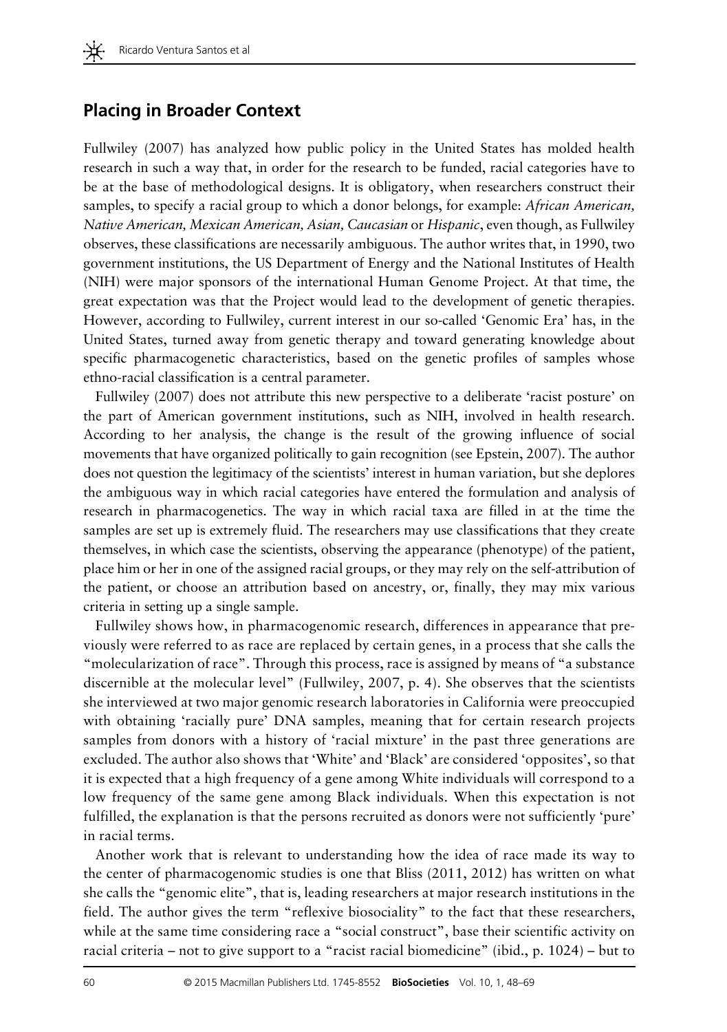## Placing in Broader Context

Fullwiley (2007) has analyzed how public policy in the United States has molded health research in such a way that, in order for the research to be funded, racial categories have to be at the base of methodological designs. It is obligatory, when researchers construct their samples, to specify a racial group to which a donor belongs, for example: *African American, Native American, Mexican American, Asian, Caucasian* or *Hispanic*, even though, as Fullwiley observes, these classifications are necessarily ambiguous. The author writes that, in 1990, two government institutions, the US Department of Energy and the National Institutes of Health (NIH) were major sponsors of the international Human Genome Project. At that time, the great expectation was that the Project would lead to the development of genetic therapies. However, according to Fullwiley, current interest in our so-called 'Genomic Era' has, in the United States, turned away from genetic therapy and toward generating knowledge about specific pharmacogenetic characteristics, based on the genetic profiles of samples whose ethno-racial classification is a central parameter.

Fullwiley (2007) does not attribute this new perspective to a deliberate 'racist posture' on the part of American government institutions, such as NIH, involved in health research. According to her analysis, the change is the result of the growing influence of social movements that have organized politically to gain recognition (see Epstein, 2007). The author does not question the legitimacy of the scientists' interest in human variation, but she deplores the ambiguous way in which racial categories have entered the formulation and analysis of research in pharmacogenetics. The way in which racial taxa are filled in at the time the samples are set up is extremely fluid. The researchers may use classifications that they create themselves, in which case the scientists, observing the appearance (phenotype) of the patient, place him or her in one of the assigned racial groups, or they may rely on the self-attribution of the patient, or choose an attribution based on ancestry, or, finally, they may mix various criteria in setting up a single sample.

Fullwiley shows how, in pharmacogenomic research, differences in appearance that previously were referred to as race are replaced by certain genes, in a process that she calls the "molecularization of race". Through this process, race is assigned by means of "a substance discernible at the molecular level" (Fullwiley, 2007, p. 4). She observes that the scientists she interviewed at two major genomic research laboratories in California were preoccupied with obtaining 'racially pure' DNA samples, meaning that for certain research projects samples from donors with a history of 'racial mixture' in the past three generations are excluded. The author also shows that 'White' and 'Black' are considered 'opposites', so that it is expected that a high frequency of a gene among White individuals will correspond to a low frequency of the same gene among Black individuals. When this expectation is not fulfilled, the explanation is that the persons recruited as donors were not sufficiently 'pure' in racial terms.

Another work that is relevant to understanding how the idea of race made its way to the center of pharmacogenomic studies is one that Bliss (2011, 2012) has written on what she calls the "genomic elite", that is, leading researchers at major research institutions in the field. The author gives the term "reflexive biosociality" to the fact that these researchers, while at the same time considering race a "social construct", base their scientific activity on racial criteria – not to give support to a "racist racial biomedicine" (ibid., p. 1024) – but to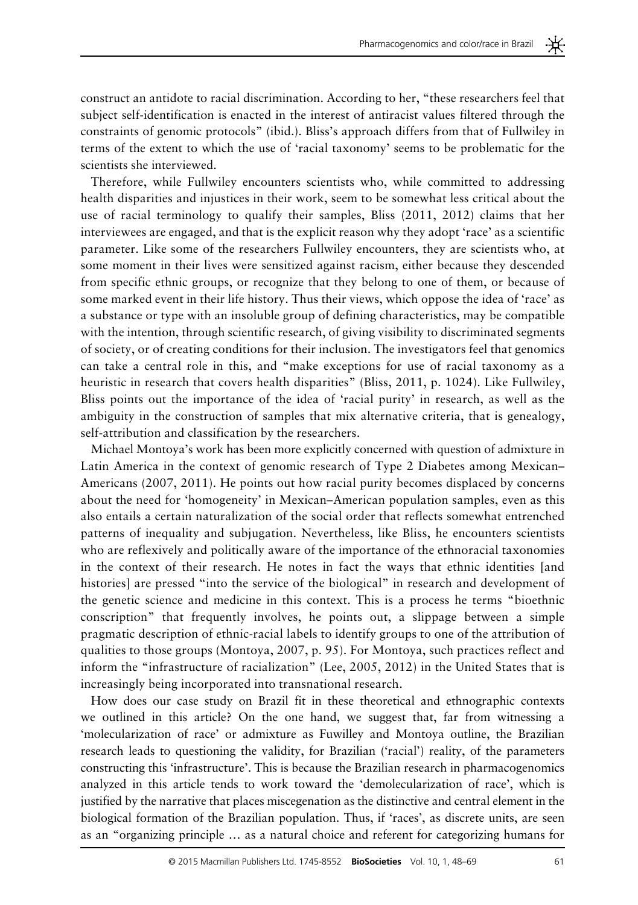construct an antidote to racial discrimination. According to her, "these researchers feel that subject self-identification is enacted in the interest of antiracist values filtered through the constraints of genomic protocols" (ibid.). Bliss's approach differs from that of Fullwiley in terms of the extent to which the use of 'racial taxonomy' seems to be problematic for the scientists she interviewed.

Therefore, while Fullwiley encounters scientists who, while committed to addressing health disparities and injustices in their work, seem to be somewhat less critical about the use of racial terminology to qualify their samples, Bliss (2011, 2012) claims that her interviewees are engaged, and that is the explicit reason why they adopt 'race' as a scientific parameter. Like some of the researchers Fullwiley encounters, they are scientists who, at some moment in their lives were sensitized against racism, either because they descended from specific ethnic groups, or recognize that they belong to one of them, or because of some marked event in their life history. Thus their views, which oppose the idea of 'race' as a substance or type with an insoluble group of defining characteristics, may be compatible with the intention, through scientific research, of giving visibility to discriminated segments of society, or of creating conditions for their inclusion. The investigators feel that genomics can take a central role in this, and "make exceptions for use of racial taxonomy as a heuristic in research that covers health disparities" (Bliss, 2011, p. 1024). Like Fullwiley, Bliss points out the importance of the idea of 'racial purity' in research, as well as the ambiguity in the construction of samples that mix alternative criteria, that is genealogy, self-attribution and classification by the researchers.

Michael Montoya's work has been more explicitly concerned with question of admixture in Latin America in the context of genomic research of Type 2 Diabetes among Mexican–Americans (2007, 2011). He points out how racial purity becomes displaced by concerns about the need for 'homogeneity' in Mexican–American population samples, even as this also entails a certain naturalization of the social order that reflects somewhat entrenched patterns of inequality and subjugation. Nevertheless, like Bliss, he encounters scientists who are reflexively and politically aware of the importance of the ethnoracial taxonomies in the context of their research. He notes in fact the ways that ethnic identities [and histories] are pressed "into the service of the biological" in research and development of the genetic science and medicine in this context. This is a process he terms "bioethnic conscription" that frequently involves, he points out, a slippage between a simple pragmatic description of ethnic-racial labels to identify groups to one of the attribution of qualities to those groups (Montoya, 2007, p. 95). For Montoya, such practices reflect and inform the "infrastructure of racialization" (Lee, 2005, 2012) in the United States that is increasingly being incorporated into transnational research.

How does our case study on Brazil fit in these theoretical and ethnographic contexts we outlined in this article? On the one hand, we suggest that, far from witnessing a 'molecularization of race' or admixture as Fuwilley and Montoya outline, the Brazilian research leads to questioning the validity, for Brazilian ('racial') reality, of the parameters constructing this 'infrastructure'. This is because the Brazilian research in pharmacogenomics analyzed in this article tends to work toward the 'demolecularization of race', which is justified by the narrative that places miscegenation as the distinctive and central element in the biological formation of the Brazilian population. Thus, if 'races', as discrete units, are seen as an "organizing principle … as a natural choice and referent for categorizing humans for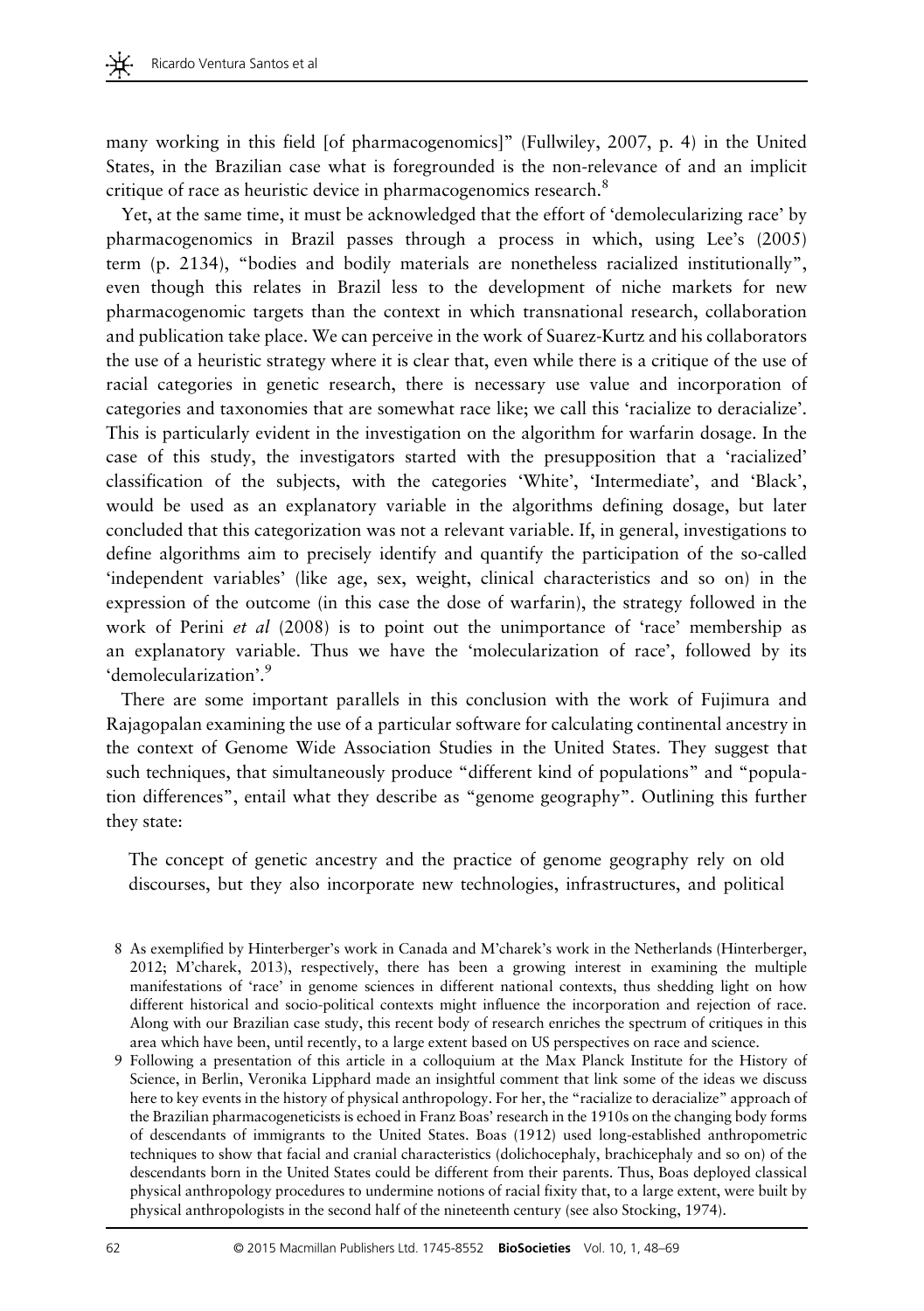many working in this field [of pharmacogenomics]" (Fullwiley, 2007, p. 4) in the United States, in the Brazilian case what is foregrounded is the non-relevance of and an implicit critique of race as heuristic device in pharmacogenomics research.[8]

Yet, at the same time, it must be acknowledged that the effort of 'demolecularizing race' by pharmacogenomics in Brazil passes through a process in which, using Lee's (2005) term (p. 2134), "bodies and bodily materials are nonetheless racialized institutionally", even though this relates in Brazil less to the development of niche markets for new pharmacogenomic targets than the context in which transnational research, collaboration and publication take place. We can perceive in the work of Suarez-Kurtz and his collaborators the use of a heuristic strategy where it is clear that, even while there is a critique of the use of racial categories in genetic research, there is necessary use value and incorporation of categories and taxonomies that are somewhat race like; we call this 'racialize to deracialize'. This is particularly evident in the investigation on the algorithm for warfarin dosage. In the case of this study, the investigators started with the presupposition that a 'racialized' classification of the subjects, with the categories 'White', 'Intermediate', and 'Black', would be used as an explanatory variable in the algorithms defining dosage, but later concluded that this categorization was not a relevant variable. If, in general, investigations to define algorithms aim to precisely identify and quantify the participation of the so-called 'independent variables' (like age, sex, weight, clinical characteristics and so on) in the expression of the outcome (in this case the dose of warfarin), the strategy followed in the work of Perini *et al* (2008) is to point out the unimportance of 'race' membership as an explanatory variable. Thus we have the 'molecularization of race', followed by its 'demolecularization'.[9]

There are some important parallels in this conclusion with the work of Fujimura and Rajagopalan examining the use of a particular software for calculating continental ancestry in the context of Genome Wide Association Studies in the United States. They suggest that such techniques, that simultaneously produce "different kind of populations" and "population differences", entail what they describe as "genome geography". Outlining this further they state:

> The concept of genetic ancestry and the practice of genome geography rely on old discourses, but they also incorporate new technologies, infrastructures, and political

8 As exemplified by Hinterberger's work in Canada and M'charek's work in the Netherlands (Hinterberger, 2012; M'charek, 2013), respectively, there has been a growing interest in examining the multiple manifestations of 'race' in genome sciences in different national contexts, thus shedding light on how different historical and socio-political contexts might influence the incorporation and rejection of race. Along with our Brazilian case study, this recent body of research enriches the spectrum of critiques in this area which have been, until recently, to a large extent based on US perspectives on race and science.

9 Following a presentation of this article in a colloquium at the Max Planck Institute for the History of Science, in Berlin, Veronika Lipphard made an insightful comment that link some of the ideas we discuss here to key events in the history of physical anthropology. For her, the "racialize to deracialize" approach of the Brazilian pharmacogeneticists is echoed in Franz Boas' research in the 1910s on the changing body forms of descendants of immigrants to the United States. Boas (1912) used long-established anthropometric techniques to show that facial and cranial characteristics (dolichocephaly, brachicephaly and so on) of the descendants born in the United States could be different from their parents. Thus, Boas deployed classical physical anthropology procedures to undermine notions of racial fixity that, to a large extent, were built by physical anthropologists in the second half of the nineteenth century (see also Stocking, 1974).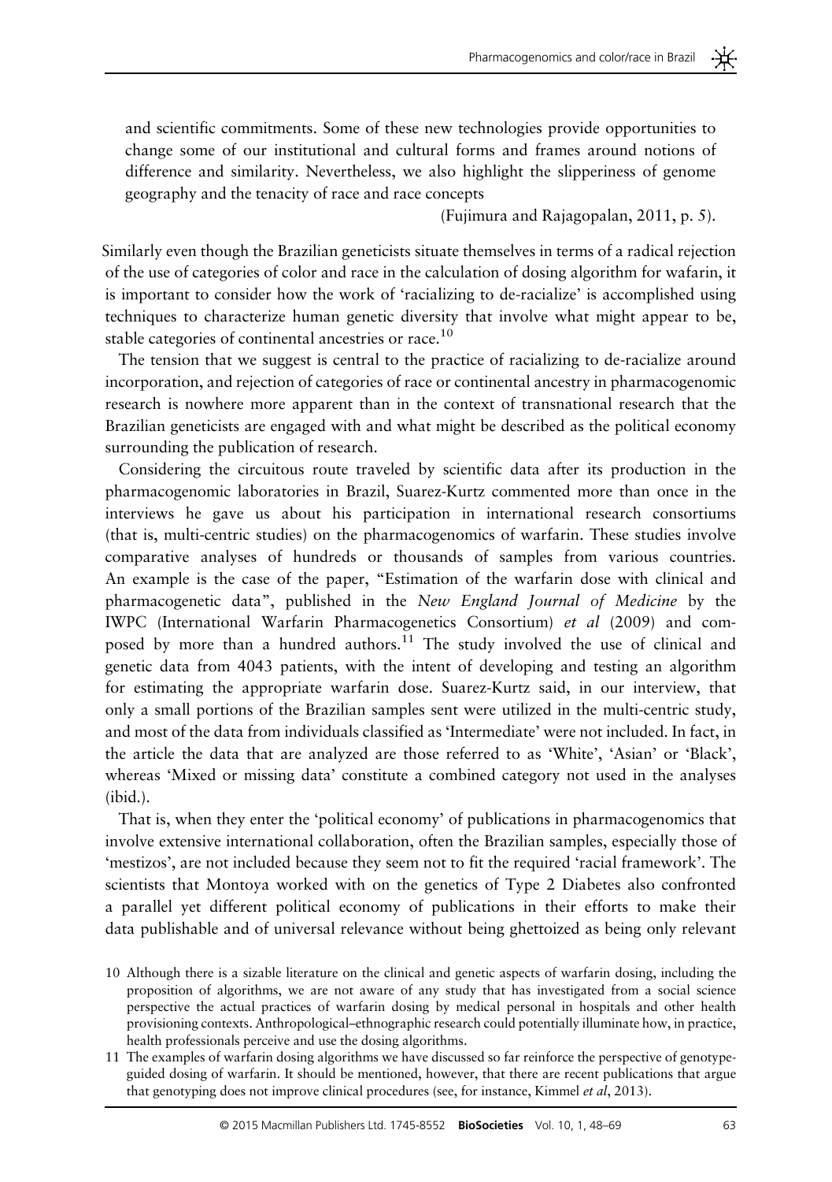and scientific commitments. Some of these new technologies provide opportunities to change some of our institutional and cultural forms and frames around notions of difference and similarity. Nevertheless, we also highlight the slipperiness of genome geography and the tenacity of race and race concepts

(Fujimura and Rajagopalan, 2011, p. 5).

Similarly even though the Brazilian geneticists situate themselves in terms of a radical rejection of the use of categories of color and race in the calculation of dosing algorithm for wafarin, it is important to consider how the work of 'racializing to de-racialize' is accomplished using techniques to characterize human genetic diversity that involve what might appear to be, stable categories of continental ancestries or race.[10]

The tension that we suggest is central to the practice of racializing to de-racialize around incorporation, and rejection of categories of race or continental ancestry in pharmacogenomic research is nowhere more apparent than in the context of transnational research that the Brazilian geneticists are engaged with and what might be described as the political economy surrounding the publication of research.

Considering the circuitous route traveled by scientific data after its production in the pharmacogenomic laboratories in Brazil, Suarez-Kurtz commented more than once in the interviews he gave us about his participation in international research consortiums (that is, multi-centric studies) on the pharmacogenomics of warfarin. These studies involve comparative analyses of hundreds or thousands of samples from various countries. An example is the case of the paper, "Estimation of the warfarin dose with clinical and pharmacogenetic data", published in the *New England Journal of Medicine* by the IWPC (International Warfarin Pharmacogenetics Consortium) *et al* (2009) and composed by more than a hundred authors.[11] The study involved the use of clinical and genetic data from 4043 patients, with the intent of developing and testing an algorithm for estimating the appropriate warfarin dose. Suarez-Kurtz said, in our interview, that only a small portions of the Brazilian samples sent were utilized in the multi-centric study, and most of the data from individuals classified as 'Intermediate' were not included. In fact, in the article the data that are analyzed are those referred to as 'White', 'Asian' or 'Black', whereas 'Mixed or missing data' constitute a combined category not used in the analyses (ibid.).

That is, when they enter the 'political economy' of publications in pharmacogenomics that involve extensive international collaboration, often the Brazilian samples, especially those of 'mestizos', are not included because they seem not to fit the required 'racial framework'. The scientists that Montoya worked with on the genetics of Type 2 Diabetes also confronted a parallel yet different political economy of publications in their efforts to make their data publishable and of universal relevance without being ghettoized as being only relevant

10 Although there is a sizable literature on the clinical and genetic aspects of warfarin dosing, including the proposition of algorithms, we are not aware of any study that has investigated from a social science perspective the actual practices of warfarin dosing by medical personal in hospitals and other health provisioning contexts. Anthropological–ethnographic research could potentially illuminate how, in practice, health professionals perceive and use the dosing algorithms.

11 The examples of warfarin dosing algorithms we have discussed so far reinforce the perspective of genotype-guided dosing of warfarin. It should be mentioned, however, that there are recent publications that argue that genotyping does not improve clinical procedures (see, for instance, Kimmel *et al*, 2013).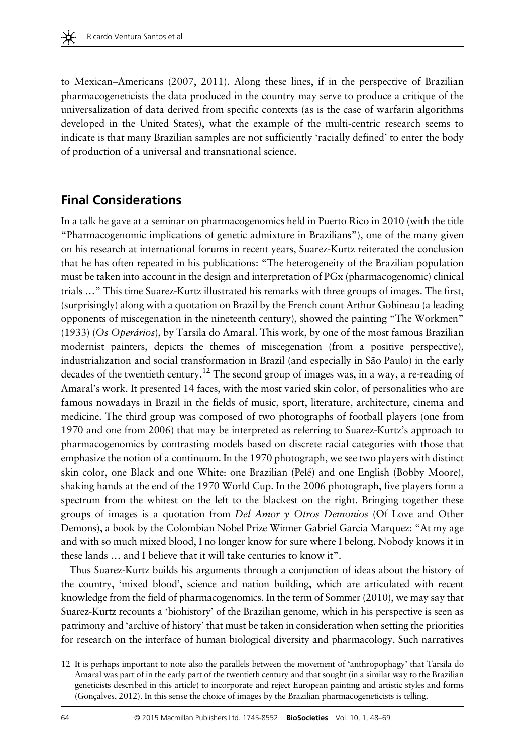to Mexican–Americans (2007, 2011). Along these lines, if in the perspective of Brazilian pharmacogeneticists the data produced in the country may serve to produce a critique of the universalization of data derived from specific contexts (as is the case of warfarin algorithms developed in the United States), what the example of the multi-centric research seems to indicate is that many Brazilian samples are not sufficiently 'racially defined' to enter the body of production of a universal and transnational science.

## Final Considerations

In a talk he gave at a seminar on pharmacogenomics held in Puerto Rico in 2010 (with the title "Pharmacogenomic implications of genetic admixture in Brazilians"), one of the many given on his research at international forums in recent years, Suarez-Kurtz reiterated the conclusion that he has often repeated in his publications: "The heterogeneity of the Brazilian population must be taken into account in the design and interpretation of PGx (pharmacogenomic) clinical trials …" This time Suarez-Kurtz illustrated his remarks with three groups of images. The first, (surprisingly) along with a quotation on Brazil by the French count Arthur Gobineau (a leading opponents of miscegenation in the nineteenth century), showed the painting "The Workmen" (1933) (*Os Operários*), by Tarsila do Amaral. This work, by one of the most famous Brazilian modernist painters, depicts the themes of miscegenation (from a positive perspective), industrialization and social transformation in Brazil (and especially in São Paulo) in the early decades of the twentieth century.[12] The second group of images was, in a way, a re-reading of Amaral's work. It presented 14 faces, with the most varied skin color, of personalities who are famous nowadays in Brazil in the fields of music, sport, literature, architecture, cinema and medicine. The third group was composed of two photographs of football players (one from 1970 and one from 2006) that may be interpreted as referring to Suarez-Kurtz's approach to pharmacogenomics by contrasting models based on discrete racial categories with those that emphasize the notion of a continuum. In the 1970 photograph, we see two players with distinct skin color, one Black and one White: one Brazilian (Pelé) and one English (Bobby Moore), shaking hands at the end of the 1970 World Cup. In the 2006 photograph, five players form a spectrum from the whitest on the left to the blackest on the right. Bringing together these groups of images is a quotation from *Del Amor y Otros Demonios* (Of Love and Other Demons), a book by the Colombian Nobel Prize Winner Gabriel Garcia Marquez: "At my age and with so much mixed blood, I no longer know for sure where I belong. Nobody knows it in these lands … and I believe that it will take centuries to know it".

Thus Suarez-Kurtz builds his arguments through a conjunction of ideas about the history of the country, 'mixed blood', science and nation building, which are articulated with recent knowledge from the field of pharmacogenomics. In the term of Sommer (2010), we may say that Suarez-Kurtz recounts a 'biohistory' of the Brazilian genome, which in his perspective is seen as patrimony and 'archive of history' that must be taken in consideration when setting the priorities for research on the interface of human biological diversity and pharmacology. Such narratives

12 It is perhaps important to note also the parallels between the movement of 'anthropophagy' that Tarsila do Amaral was part of in the early part of the twentieth century and that sought (in a similar way to the Brazilian geneticists described in this article) to incorporate and reject European painting and artistic styles and forms (Gonçalves, 2012). In this sense the choice of images by the Brazilian pharmacogeneticists is telling.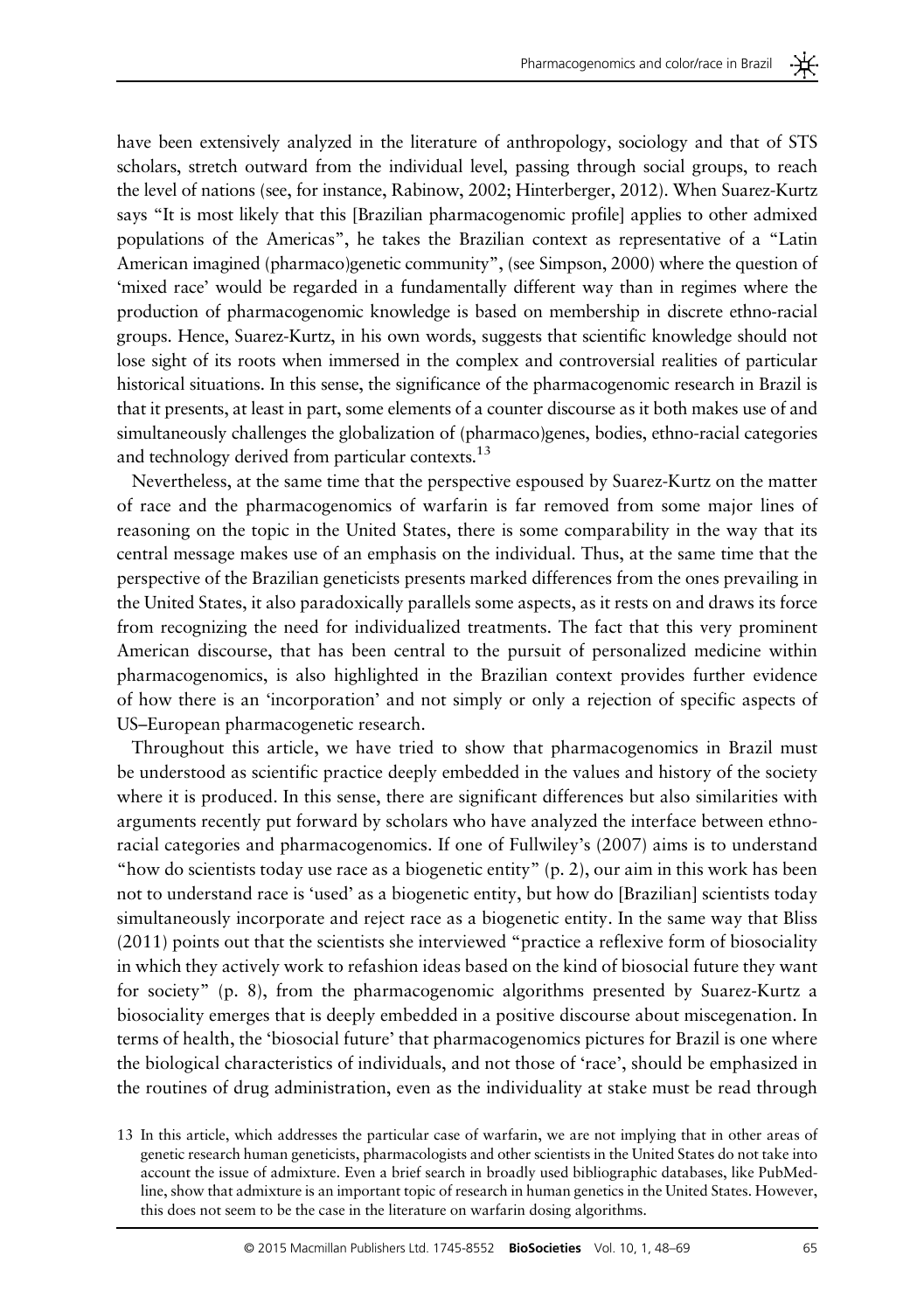have been extensively analyzed in the literature of anthropology, sociology and that of STS scholars, stretch outward from the individual level, passing through social groups, to reach the level of nations (see, for instance, Rabinow, 2002; Hinterberger, 2012). When Suarez-Kurtz says "It is most likely that this [Brazilian pharmacogenomic profile] applies to other admixed populations of the Americas", he takes the Brazilian context as representative of a "Latin American imagined (pharmaco)genetic community", (see Simpson, 2000) where the question of 'mixed race' would be regarded in a fundamentally different way than in regimes where the production of pharmacogenomic knowledge is based on membership in discrete ethno-racial groups. Hence, Suarez-Kurtz, in his own words, suggests that scientific knowledge should not lose sight of its roots when immersed in the complex and controversial realities of particular historical situations. In this sense, the significance of the pharmacogenomic research in Brazil is that it presents, at least in part, some elements of a counter discourse as it both makes use of and simultaneously challenges the globalization of (pharmaco)genes, bodies, ethno-racial categories and technology derived from particular contexts.[13]

Nevertheless, at the same time that the perspective espoused by Suarez-Kurtz on the matter of race and the pharmacogenomics of warfarin is far removed from some major lines of reasoning on the topic in the United States, there is some comparability in the way that its central message makes use of an emphasis on the individual. Thus, at the same time that the perspective of the Brazilian geneticists presents marked differences from the ones prevailing in the United States, it also paradoxically parallels some aspects, as it rests on and draws its force from recognizing the need for individualized treatments. The fact that this very prominent American discourse, that has been central to the pursuit of personalized medicine within pharmacogenomics, is also highlighted in the Brazilian context provides further evidence of how there is an 'incorporation' and not simply or only a rejection of specific aspects of US–European pharmacogenetic research.

Throughout this article, we have tried to show that pharmacogenomics in Brazil must be understood as scientific practice deeply embedded in the values and history of the society where it is produced. In this sense, there are significant differences but also similarities with arguments recently put forward by scholars who have analyzed the interface between ethno-racial categories and pharmacogenomics. If one of Fullwiley's (2007) aims is to understand "how do scientists today use race as a biogenetic entity" (p. 2), our aim in this work has been not to understand race is 'used' as a biogenetic entity, but how do [Brazilian] scientists today simultaneously incorporate and reject race as a biogenetic entity. In the same way that Bliss (2011) points out that the scientists she interviewed "practice a reflexive form of biosociality in which they actively work to refashion ideas based on the kind of biosocial future they want for society" (p. 8), from the pharmacogenomic algorithms presented by Suarez-Kurtz a biosociality emerges that is deeply embedded in a positive discourse about miscegenation. In terms of health, the 'biosocial future' that pharmacogenomics pictures for Brazil is one where the biological characteristics of individuals, and not those of 'race', should be emphasized in the routines of drug administration, even as the individuality at stake must be read through

13 In this article, which addresses the particular case of warfarin, we are not implying that in other areas of genetic research human geneticists, pharmacologists and other scientists in the United States do not take into account the issue of admixture. Even a brief search in broadly used bibliographic databases, like PubMed-line, show that admixture is an important topic of research in human genetics in the United States. However, this does not seem to be the case in the literature on warfarin dosing algorithms.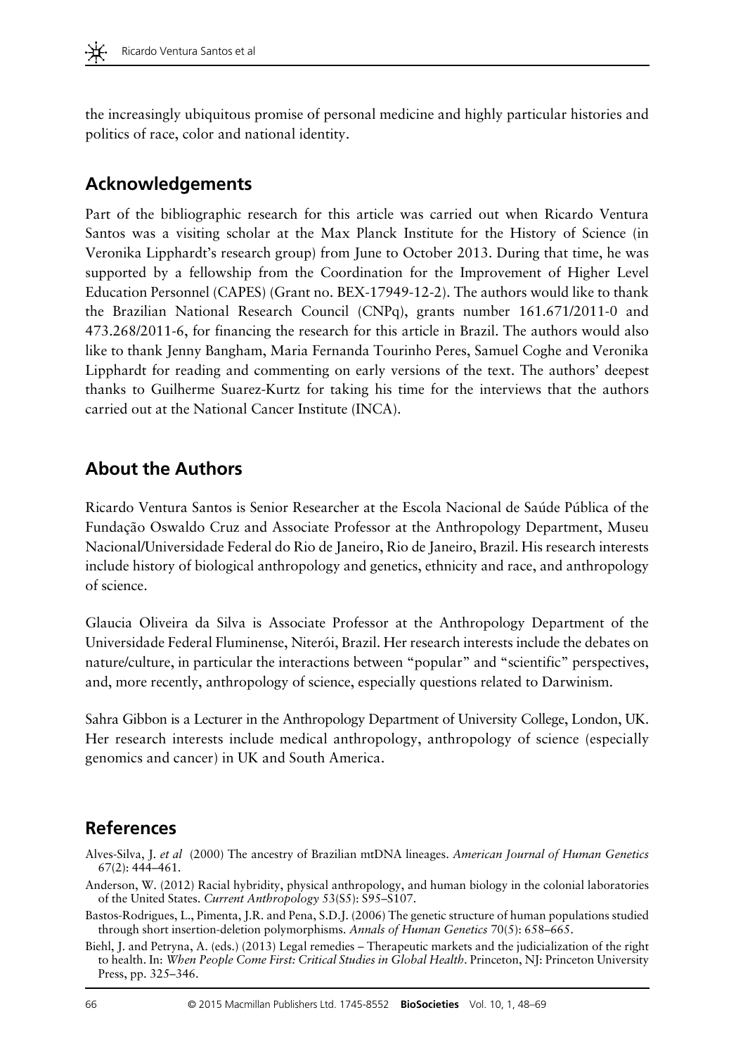the increasingly ubiquitous promise of personal medicine and highly particular histories and politics of race, color and national identity.

## Acknowledgements

Part of the bibliographic research for this article was carried out when Ricardo Ventura Santos was a visiting scholar at the Max Planck Institute for the History of Science (in Veronika Lipphardt's research group) from June to October 2013. During that time, he was supported by a fellowship from the Coordination for the Improvement of Higher Level Education Personnel (CAPES) (Grant no. BEX-17949-12-2). The authors would like to thank the Brazilian National Research Council (CNPq), grants number 161.671/2011-0 and 473.268/2011-6, for financing the research for this article in Brazil. The authors would also like to thank Jenny Bangham, Maria Fernanda Tourinho Peres, Samuel Coghe and Veronika Lipphardt for reading and commenting on early versions of the text. The authors' deepest thanks to Guilherme Suarez-Kurtz for taking his time for the interviews that the authors carried out at the National Cancer Institute (INCA).

## About the Authors

Ricardo Ventura Santos is Senior Researcher at the Escola Nacional de Saúde Pública of the Fundação Oswaldo Cruz and Associate Professor at the Anthropology Department, Museu Nacional/Universidade Federal do Rio de Janeiro, Rio de Janeiro, Brazil. His research interests include history of biological anthropology and genetics, ethnicity and race, and anthropology of science.

Glaucia Oliveira da Silva is Associate Professor at the Anthropology Department of the Universidade Federal Fluminense, Niterói, Brazil. Her research interests include the debates on nature/culture, in particular the interactions between "popular" and "scientific" perspectives, and, more recently, anthropology of science, especially questions related to Darwinism.

Sahra Gibbon is a Lecturer in the Anthropology Department of University College, London, UK. Her research interests include medical anthropology, anthropology of science (especially genomics and cancer) in UK and South America.

## References

Alves-Silva, J. *et al* (2000) The ancestry of Brazilian mtDNA lineages. *American Journal of Human Genetics* 67(2): 444–461.

Anderson, W. (2012) Racial hybridity, physical anthropology, and human biology in the colonial laboratories of the United States. *Current Anthropology* 53(S5): S95–S107.

Bastos-Rodrigues, L., Pimenta, J.R. and Pena, S.D.J. (2006) The genetic structure of human populations studied through short insertion-deletion polymorphisms. *Annals of Human Genetics* 70(5): 658–665.

Biehl, J. and Petryna, A. (eds.) (2013) Legal remedies – Therapeutic markets and the judicialization of the right to health. In: *When People Come First: Critical Studies in Global Health*. Princeton, NJ: Princeton University Press, pp. 325–346.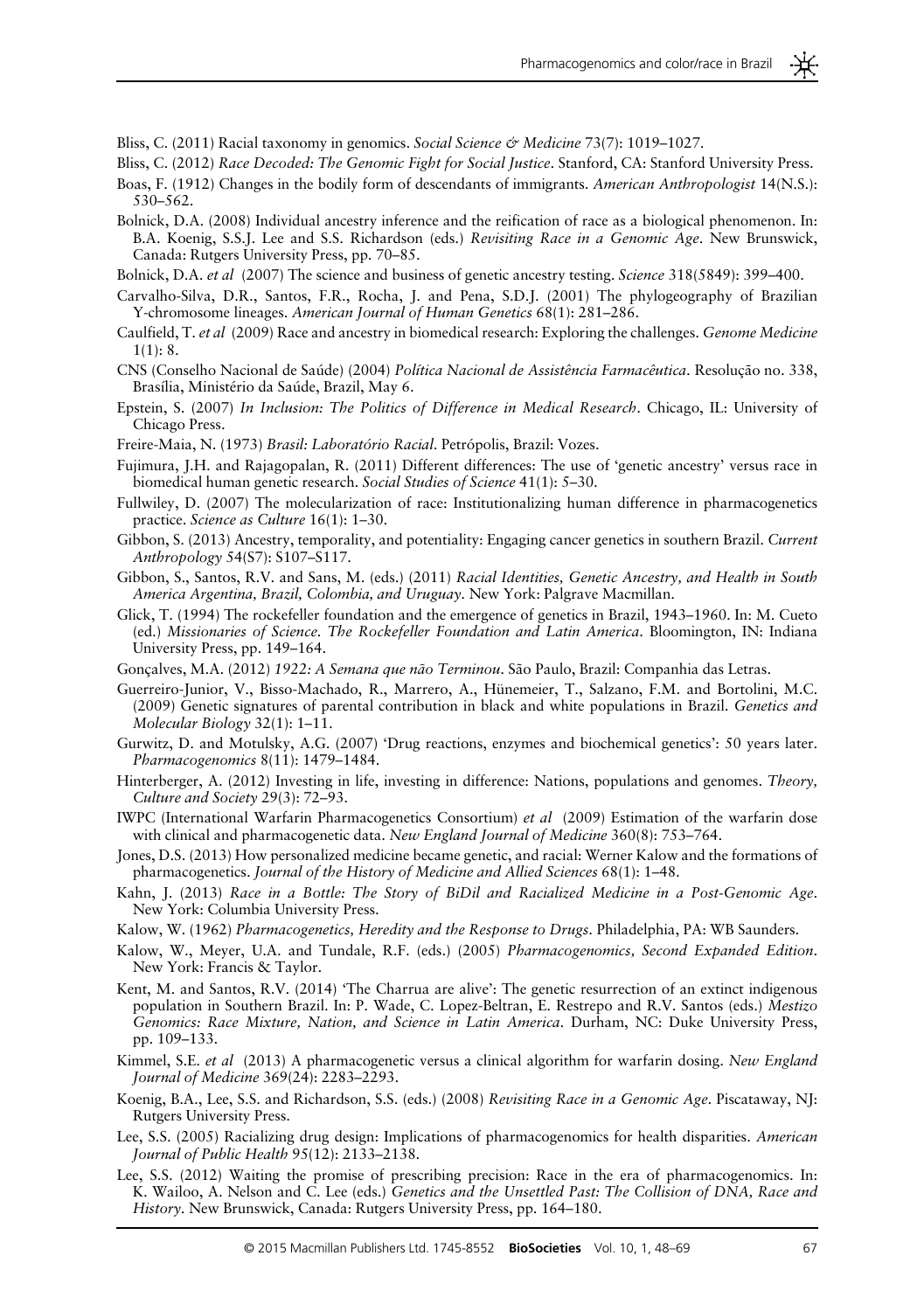Bliss, C. (2011) Racial taxonomy in genomics. *Social Science & Medicine* 73(7): 1019–1027.

Bliss, C. (2012) *Race Decoded: The Genomic Fight for Social Justice*. Stanford, CA: Stanford University Press.

Boas, F. (1912) Changes in the bodily form of descendants of immigrants. *American Anthropologist* 14(N.S.): 530–562.

Bolnick, D.A. (2008) Individual ancestry inference and the reification of race as a biological phenomenon. In: B.A. Koenig, S.S.J. Lee and S.S. Richardson (eds.) *Revisiting Race in a Genomic Age*. New Brunswick, Canada: Rutgers University Press, pp. 70–85.

Bolnick, D.A. *et al* (2007) The science and business of genetic ancestry testing. *Science* 318(5849): 399–400.

Carvalho-Silva, D.R., Santos, F.R., Rocha, J. and Pena, S.D.J. (2001) The phylogeography of Brazilian Y-chromosome lineages. *American Journal of Human Genetics* 68(1): 281–286.

Caulfield, T. *et al* (2009) Race and ancestry in biomedical research: Exploring the challenges. *Genome Medicine* 1(1): 8.

CNS (Conselho Nacional de Saúde) (2004) *Política Nacional de Assistência Farmacêutica*. Resolução no. 338, Brasília, Ministério da Saúde, Brazil, May 6.

Epstein, S. (2007) *In Inclusion: The Politics of Difference in Medical Research*. Chicago, IL: University of Chicago Press.

Freire-Maia, N. (1973) *Brasil: Laboratório Racial*. Petrópolis, Brazil: Vozes.

Fujimura, J.H. and Rajagopalan, R. (2011) Different differences: The use of 'genetic ancestry' versus race in biomedical human genetic research. *Social Studies of Science* 41(1): 5–30.

Fullwiley, D. (2007) The molecularization of race: Institutionalizing human difference in pharmacogenetics practice. *Science as Culture* 16(1): 1–30.

Gibbon, S. (2013) Ancestry, temporality, and potentiality: Engaging cancer genetics in southern Brazil. *Current Anthropology* 54(S7): S107–S117.

Gibbon, S., Santos, R.V. and Sans, M. (eds.) (2011) *Racial Identities, Genetic Ancestry, and Health in South America Argentina, Brazil, Colombia, and Uruguay*. New York: Palgrave Macmillan.

Glick, T. (1994) The rockefeller foundation and the emergence of genetics in Brazil, 1943–1960. In: M. Cueto (ed.) *Missionaries of Science. The Rockefeller Foundation and Latin America*. Bloomington, IN: Indiana University Press, pp. 149–164.

Gonçalves, M.A. (2012) *1922: A Semana que não Terminou*. São Paulo, Brazil: Companhia das Letras.

Guerreiro-Junior, V., Bisso-Machado, R., Marrero, A., Hünemeier, T., Salzano, F.M. and Bortolini, M.C. (2009) Genetic signatures of parental contribution in black and white populations in Brazil. *Genetics and Molecular Biology* 32(1): 1–11.

Gurwitz, D. and Motulsky, A.G. (2007) 'Drug reactions, enzymes and biochemical genetics': 50 years later. *Pharmacogenomics* 8(11): 1479–1484.

Hinterberger, A. (2012) Investing in life, investing in difference: Nations, populations and genomes. *Theory, Culture and Society* 29(3): 72–93.

IWPC (International Warfarin Pharmacogenetics Consortium) *et al* (2009) Estimation of the warfarin dose with clinical and pharmacogenetic data. *New England Journal of Medicine* 360(8): 753–764.

Jones, D.S. (2013) How personalized medicine became genetic, and racial: Werner Kalow and the formations of pharmacogenetics. *Journal of the History of Medicine and Allied Sciences* 68(1): 1–48.

Kahn, J. (2013) *Race in a Bottle: The Story of BiDil and Racialized Medicine in a Post-Genomic Age*. New York: Columbia University Press.

Kalow, W. (1962) *Pharmacogenetics, Heredity and the Response to Drugs*. Philadelphia, PA: WB Saunders.

Kalow, W., Meyer, U.A. and Tundale, R.F. (eds.) (2005) *Pharmacogenomics, Second Expanded Edition*. New York: Francis & Taylor.

Kent, M. and Santos, R.V. (2014) 'The Charrua are alive': The genetic resurrection of an extinct indigenous population in Southern Brazil. In: P. Wade, C. Lopez-Beltran, E. Restrepo and R.V. Santos (eds.) *Mestizo Genomics: Race Mixture, Nation, and Science in Latin America*. Durham, NC: Duke University Press, pp. 109–133.

Kimmel, S.E. *et al* (2013) A pharmacogenetic versus a clinical algorithm for warfarin dosing. *New England Journal of Medicine* 369(24): 2283–2293.

Koenig, B.A., Lee, S.S. and Richardson, S.S. (eds.) (2008) *Revisiting Race in a Genomic Age*. Piscataway, NJ: Rutgers University Press.

Lee, S.S. (2005) Racializing drug design: Implications of pharmacogenomics for health disparities. *American Journal of Public Health* 95(12): 2133–2138.

Lee, S.S. (2012) Waiting the promise of prescribing precision: Race in the era of pharmacogenomics. In: K. Wailoo, A. Nelson and C. Lee (eds.) *Genetics and the Unsettled Past: The Collision of DNA, Race and History*. New Brunswick, Canada: Rutgers University Press, pp. 164–180.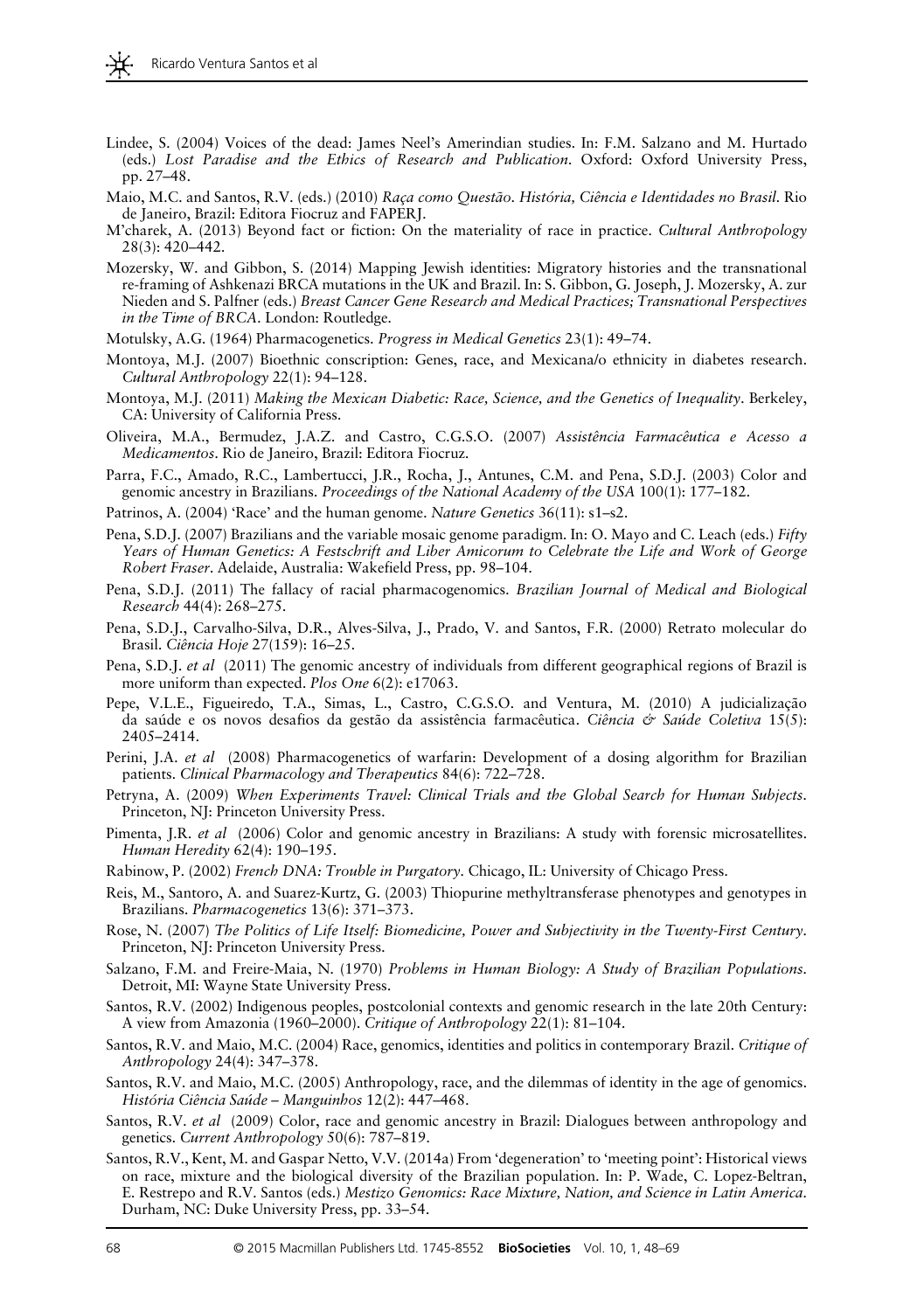Lindee, S. (2004) Voices of the dead: James Neel's Amerindian studies. In: F.M. Salzano and M. Hurtado (eds.) *Lost Paradise and the Ethics of Research and Publication*. Oxford: Oxford University Press, pp. 27–48.

Maio, M.C. and Santos, R.V. (eds.) (2010) *Raça como Questão. História, Ciência e Identidades no Brasil*. Rio de Janeiro, Brazil: Editora Fiocruz and FAPERJ.

M'charek, A. (2013) Beyond fact or fiction: On the materiality of race in practice. *Cultural Anthropology* 28(3): 420–442.

Mozersky, W. and Gibbon, S. (2014) Mapping Jewish identities: Migratory histories and the transnational re-framing of Ashkenazi BRCA mutations in the UK and Brazil. In: S. Gibbon, G. Joseph, J. Mozersky, A. zur Nieden and S. Palfner (eds.) *Breast Cancer Gene Research and Medical Practices; Transnational Perspectives in the Time of BRCA*. London: Routledge.

Motulsky, A.G. (1964) Pharmacogenetics. *Progress in Medical Genetics* 23(1): 49–74.

Montoya, M.J. (2007) Bioethnic conscription: Genes, race, and Mexicana/o ethnicity in diabetes research. *Cultural Anthropology* 22(1): 94–128.

Montoya, M.J. (2011) *Making the Mexican Diabetic: Race, Science, and the Genetics of Inequality*. Berkeley, CA: University of California Press.

Oliveira, M.A., Bermudez, J.A.Z. and Castro, C.G.S.O. (2007) *Assistência Farmacêutica e Acesso a Medicamentos*. Rio de Janeiro, Brazil: Editora Fiocruz.

Parra, F.C., Amado, R.C., Lambertucci, J.R., Rocha, J., Antunes, C.M. and Pena, S.D.J. (2003) Color and genomic ancestry in Brazilians. *Proceedings of the National Academy of the USA* 100(1): 177–182.

Patrinos, A. (2004) 'Race' and the human genome. *Nature Genetics* 36(11): s1–s2.

Pena, S.D.J. (2007) Brazilians and the variable mosaic genome paradigm. In: O. Mayo and C. Leach (eds.) *Fifty Years of Human Genetics: A Festschrift and Liber Amicorum to Celebrate the Life and Work of George Robert Fraser*. Adelaide, Australia: Wakefield Press, pp. 98–104.

Pena, S.D.J. (2011) The fallacy of racial pharmacogenomics. *Brazilian Journal of Medical and Biological Research* 44(4): 268–275.

Pena, S.D.J., Carvalho-Silva, D.R., Alves-Silva, J., Prado, V. and Santos, F.R. (2000) Retrato molecular do Brasil. *Ciência Hoje* 27(159): 16–25.

Pena, S.D.J. *et al* (2011) The genomic ancestry of individuals from different geographical regions of Brazil is more uniform than expected. *Plos One* 6(2): e17063.

Pepe, V.L.E., Figueiredo, T.A., Simas, L., Castro, C.G.S.O. and Ventura, M. (2010) A judicialização da saúde e os novos desafios da gestão da assistência farmacêutica. *Ciência & Saúde Coletiva* 15(5): 2405–2414.

Perini, J.A. *et al* (2008) Pharmacogenetics of warfarin: Development of a dosing algorithm for Brazilian patients. *Clinical Pharmacology and Therapeutics* 84(6): 722–728.

Petryna, A. (2009) *When Experiments Travel: Clinical Trials and the Global Search for Human Subjects*. Princeton, NJ: Princeton University Press.

Pimenta, J.R. *et al* (2006) Color and genomic ancestry in Brazilians: A study with forensic microsatellites. *Human Heredity* 62(4): 190–195.

Rabinow, P. (2002) *French DNA: Trouble in Purgatory*. Chicago, IL: University of Chicago Press.

Reis, M., Santoro, A. and Suarez-Kurtz, G. (2003) Thiopurine methyltransferase phenotypes and genotypes in Brazilians. *Pharmacogenetics* 13(6): 371–373.

Rose, N. (2007) *The Politics of Life Itself: Biomedicine, Power and Subjectivity in the Twenty-First Century*. Princeton, NJ: Princeton University Press.

Salzano, F.M. and Freire-Maia, N. (1970) *Problems in Human Biology: A Study of Brazilian Populations*. Detroit, MI: Wayne State University Press.

Santos, R.V. (2002) Indigenous peoples, postcolonial contexts and genomic research in the late 20th Century: A view from Amazonia (1960–2000). *Critique of Anthropology* 22(1): 81–104.

Santos, R.V. and Maio, M.C. (2004) Race, genomics, identities and politics in contemporary Brazil. *Critique of Anthropology* 24(4): 347–378.

Santos, R.V. and Maio, M.C. (2005) Anthropology, race, and the dilemmas of identity in the age of genomics. *História Ciência Saúde – Manguinhos* 12(2): 447–468.

Santos, R.V. *et al* (2009) Color, race and genomic ancestry in Brazil: Dialogues between anthropology and genetics. *Current Anthropology* 50(6): 787–819.

Santos, R.V., Kent, M. and Gaspar Netto, V.V. (2014a) From 'degeneration' to 'meeting point': Historical views on race, mixture and the biological diversity of the Brazilian population. In: P. Wade, C. Lopez-Beltran, E. Restrepo and R.V. Santos (eds.) *Mestizo Genomics: Race Mixture, Nation, and Science in Latin America*. Durham, NC: Duke University Press, pp. 33–54.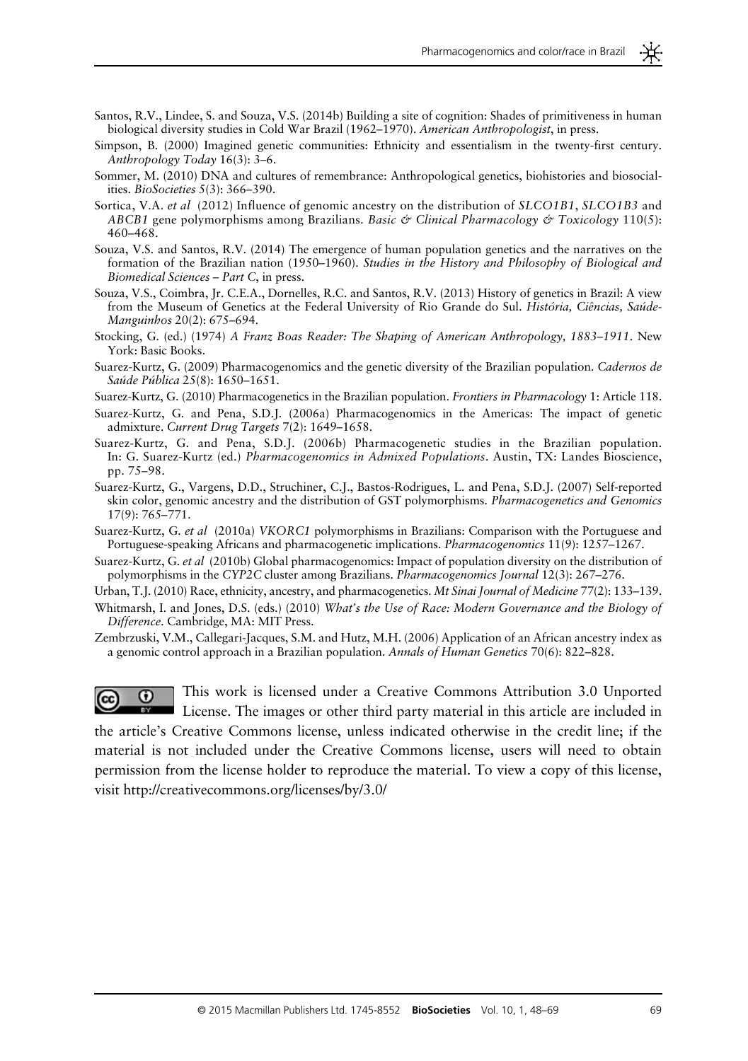Santos, R.V., Lindee, S. and Souza, V.S. (2014b) Building a site of cognition: Shades of primitiveness in human biological diversity studies in Cold War Brazil (1962–1970). *American Anthropologist*, in press.

Simpson, B. (2000) Imagined genetic communities: Ethnicity and essentialism in the twenty-first century. *Anthropology Today* 16(3): 3–6.

Sommer, M. (2010) DNA and cultures of remembrance: Anthropological genetics, biohistories and biosocialities. *BioSocieties* 5(3): 366–390.

Sortica, V.A. *et al* (2012) Influence of genomic ancestry on the distribution of *SLCO1B1*, *SLCO1B3* and *ABCB1* gene polymorphisms among Brazilians. *Basic & Clinical Pharmacology & Toxicology* 110(5): 460–468.

Souza, V.S. and Santos, R.V. (2014) The emergence of human population genetics and the narratives on the formation of the Brazilian nation (1950–1960). *Studies in the History and Philosophy of Biological and Biomedical Sciences – Part C*, in press.

Souza, V.S., Coimbra, Jr. C.E.A., Dornelles, R.C. and Santos, R.V. (2013) History of genetics in Brazil: A view from the Museum of Genetics at the Federal University of Rio Grande do Sul. *História, Ciências, Saúde-Manguinhos* 20(2): 675–694.

Stocking, G. (ed.) (1974) *A Franz Boas Reader: The Shaping of American Anthropology, 1883–1911*. New York: Basic Books.

Suarez-Kurtz, G. (2009) Pharmacogenomics and the genetic diversity of the Brazilian population. *Cadernos de Saúde Pública* 25(8): 1650–1651.

Suarez-Kurtz, G. (2010) Pharmacogenetics in the Brazilian population. *Frontiers in Pharmacology* 1: Article 118.

Suarez-Kurtz, G. and Pena, S.D.J. (2006a) Pharmacogenomics in the Americas: The impact of genetic admixture. *Current Drug Targets* 7(2): 1649–1658.

Suarez-Kurtz, G. and Pena, S.D.J. (2006b) Pharmacogenetic studies in the Brazilian population. In: G. Suarez-Kurtz (ed.) *Pharmacogenomics in Admixed Populations*. Austin, TX: Landes Bioscience, pp. 75–98.

Suarez-Kurtz, G., Vargens, D.D., Struchiner, C.J., Bastos-Rodrigues, L. and Pena, S.D.J. (2007) Self-reported skin color, genomic ancestry and the distribution of GST polymorphisms. *Pharmacogenetics and Genomics* 17(9): 765–771.

Suarez-Kurtz, G. *et al* (2010a) *VKORC1* polymorphisms in Brazilians: Comparison with the Portuguese and Portuguese-speaking Africans and pharmacogenetic implications. *Pharmacogenomics* 11(9): 1257–1267.

Suarez-Kurtz, G. *et al* (2010b) Global pharmacogenomics: Impact of population diversity on the distribution of polymorphisms in the *CYP2C* cluster among Brazilians. *Pharmacogenomics Journal* 12(3): 267–276.

Urban, T.J. (2010) Race, ethnicity, ancestry, and pharmacogenetics. *Mt Sinai Journal of Medicine* 77(2): 133–139.

Whitmarsh, I. and Jones, D.S. (eds.) (2010) *What's the Use of Race: Modern Governance and the Biology of Difference*. Cambridge, MA: MIT Press.

Zembrzuski, V.M., Callegari-Jacques, S.M. and Hutz, M.H. (2006) Application of an African ancestry index as a genomic control approach in a Brazilian population. *Annals of Human Genetics* 70(6): 822–828.

This work is licensed under a Creative Commons Attribution 3.0 Unported License. The images or other third party material in this article are included in the article's Creative Commons license, unless indicated otherwise in the credit line; if the material is not included under the Creative Commons license, users will need to obtain permission from the license holder to reproduce the material. To view a copy of this license, visit http://creativecommons.org/licenses/by/3.0/